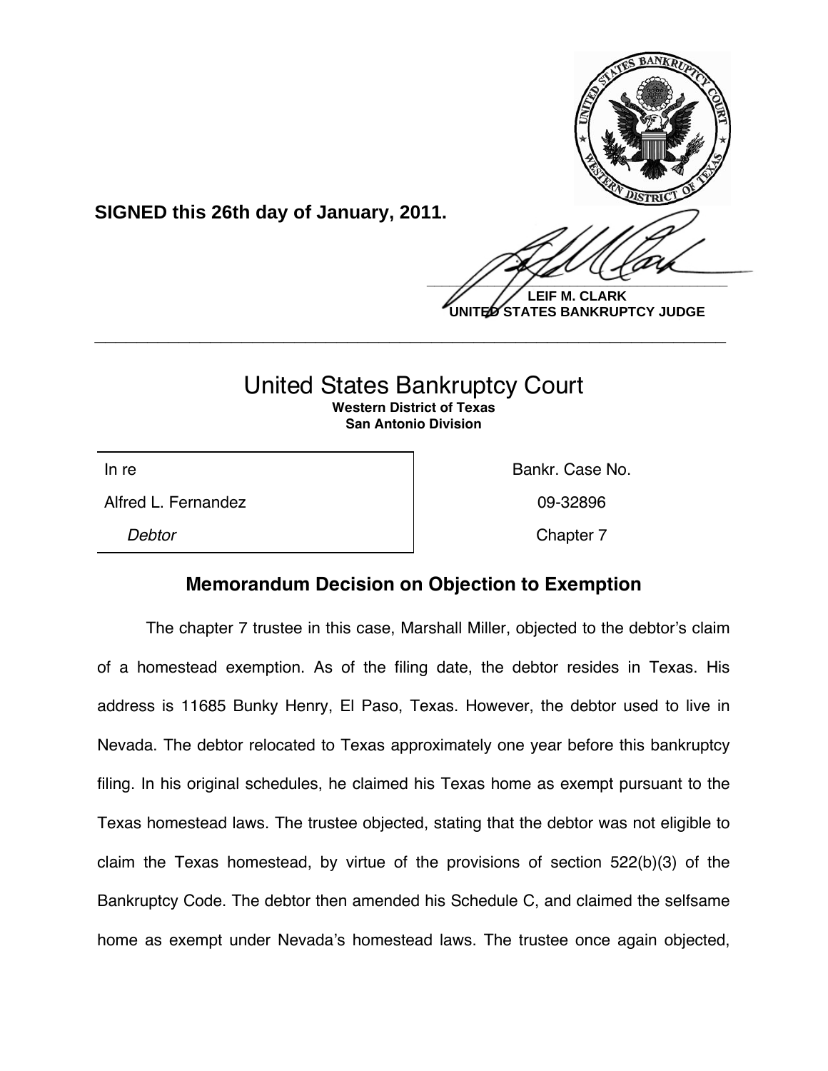**SIGNED this 26th day of January, 2011.**

**LEIF M. CLARK**
**UNITED STATES BANKRUPTCY JUDGE**

---

# United States Bankruptcy Court

**Western District of Texas**
**San Antonio Division**

| In re | Bankr. Case No. |
|---|---|
| Alfred L. Fernandez | 09-32896 |
| *Debtor* | Chapter 7 |

## Memorandum Decision on Objection to Exemption

The chapter 7 trustee in this case, Marshall Miller, objected to the debtor's claim of a homestead exemption. As of the filing date, the debtor resides in Texas. His address is 11685 Bunky Henry, El Paso, Texas. However, the debtor used to live in Nevada. The debtor relocated to Texas approximately one year before this bankruptcy filing. In his original schedules, he claimed his Texas home as exempt pursuant to the Texas homestead laws. The trustee objected, stating that the debtor was not eligible to claim the Texas homestead, by virtue of the provisions of section 522(b)(3) of the Bankruptcy Code. The debtor then amended his Schedule C, and claimed the selfsame home as exempt under Nevada's homestead laws. The trustee once again objected,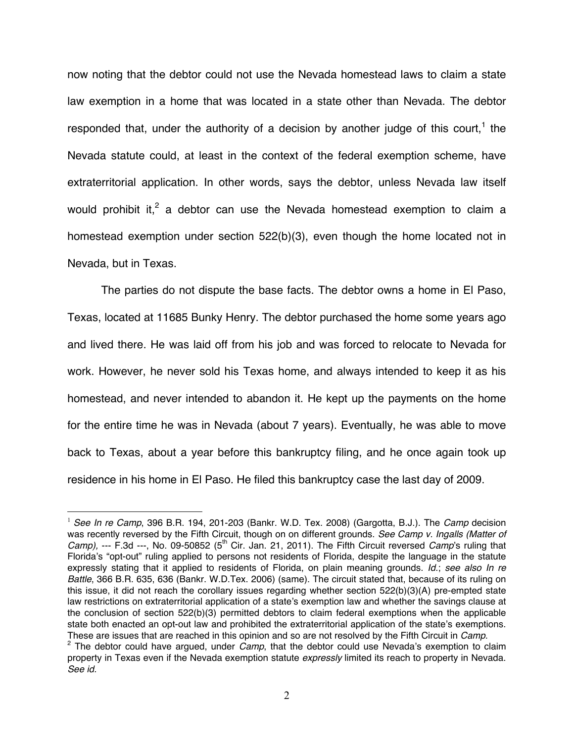now noting that the debtor could not use the Nevada homestead laws to claim a state law exemption in a home that was located in a state other than Nevada. The debtor responded that, under the authority of a decision by another judge of this court,[1] the Nevada statute could, at least in the context of the federal exemption scheme, have extraterritorial application. In other words, says the debtor, unless Nevada law itself would prohibit it,[2] a debtor can use the Nevada homestead exemption to claim a homestead exemption under section 522(b)(3), even though the home located not in Nevada, but in Texas.

The parties do not dispute the base facts. The debtor owns a home in El Paso, Texas, located at 11685 Bunky Henry. The debtor purchased the home some years ago and lived there. He was laid off from his job and was forced to relocate to Nevada for work. However, he never sold his Texas home, and always intended to keep it as his homestead, and never intended to abandon it. He kept up the payments on the home for the entire time he was in Nevada (about 7 years). Eventually, he was able to move back to Texas, about a year before this bankruptcy filing, and he once again took up residence in his home in El Paso. He filed this bankruptcy case the last day of 2009.

---

[1] *See In re Camp*, 396 B.R. 194, 201-203 (Bankr. W.D. Tex. 2008) (Gargotta, B.J.). The *Camp* decision was recently reversed by the Fifth Circuit, though on on different grounds. *See Camp v. Ingalls (Matter of Camp),* --- F.3d ---, No. 09-50852 (5th Cir. Jan. 21, 2011). The Fifth Circuit reversed *Camp*'s ruling that Florida's "opt-out" ruling applied to persons not residents of Florida, despite the language in the statute expressly stating that it applied to residents of Florida, on plain meaning grounds. *Id.*; *see also In re Battle*, 366 B.R. 635, 636 (Bankr. W.D.Tex. 2006) (same). The circuit stated that, because of its ruling on this issue, it did not reach the corollary issues regarding whether section 522(b)(3)(A) pre-empted state law restrictions on extraterritorial application of a state's exemption law and whether the savings clause at the conclusion of section 522(b)(3) permitted debtors to claim federal exemptions when the applicable state both enacted an opt-out law and prohibited the extraterritorial application of the state's exemptions. These are issues that are reached in this opinion and so are not resolved by the Fifth Circuit in *Camp*.

[2] The debtor could have argued, under *Camp*, that the debtor could use Nevada's exemption to claim property in Texas even if the Nevada exemption statute *expressly* limited its reach to property in Nevada. *See id.*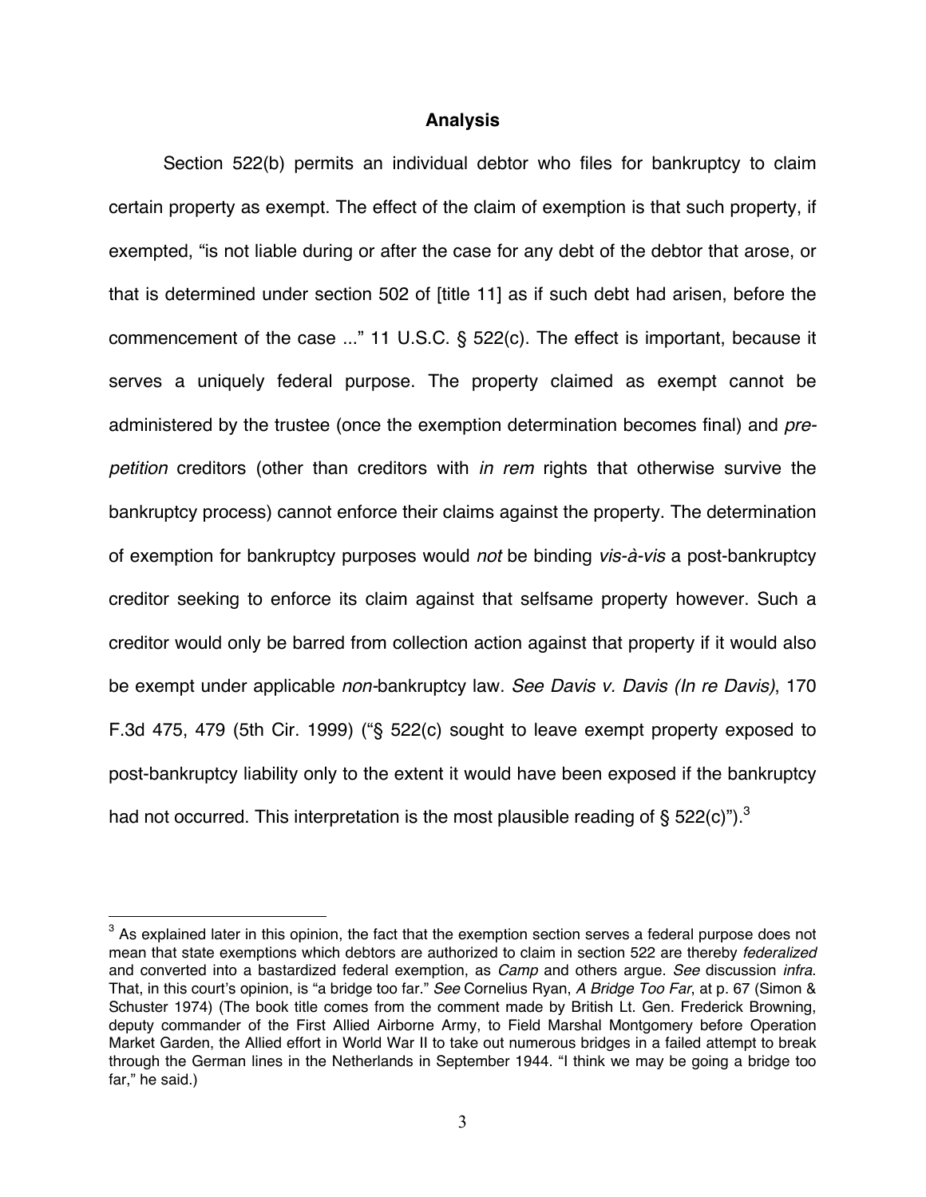## Analysis

Section 522(b) permits an individual debtor who files for bankruptcy to claim certain property as exempt. The effect of the claim of exemption is that such property, if exempted, "is not liable during or after the case for any debt of the debtor that arose, or that is determined under section 502 of [title 11] as if such debt had arisen, before the commencement of the case ..." 11 U.S.C. § 522(c). The effect is important, because it serves a uniquely federal purpose. The property claimed as exempt cannot be administered by the trustee (once the exemption determination becomes final) and *pre-petition* creditors (other than creditors with *in rem* rights that otherwise survive the bankruptcy process) cannot enforce their claims against the property. The determination of exemption for bankruptcy purposes would *not* be binding *vis-à-vis* a post-bankruptcy creditor seeking to enforce its claim against that selfsame property however. Such a creditor would only be barred from collection action against that property if it would also be exempt under applicable *non*-bankruptcy law. *See Davis v. Davis (In re Davis)*, 170 F.3d 475, 479 (5th Cir. 1999) ("§ 522(c) sought to leave exempt property exposed to post-bankruptcy liability only to the extent it would have been exposed if the bankruptcy had not occurred. This interpretation is the most plausible reading of § 522(c)").[3]

---

[3] As explained later in this opinion, the fact that the exemption section serves a federal purpose does not mean that state exemptions which debtors are authorized to claim in section 522 are thereby *federalized* and converted into a bastardized federal exemption, as *Camp* and others argue. *See* discussion *infra*. That, in this court's opinion, is "a bridge too far." *See* Cornelius Ryan, *A Bridge Too Far*, at p. 67 (Simon & Schuster 1974) (The book title comes from the comment made by British Lt. Gen. Frederick Browning, deputy commander of the First Allied Airborne Army, to Field Marshal Montgomery before Operation Market Garden, the Allied effort in World War II to take out numerous bridges in a failed attempt to break through the German lines in the Netherlands in September 1944. "I think we may be going a bridge too far," he said.)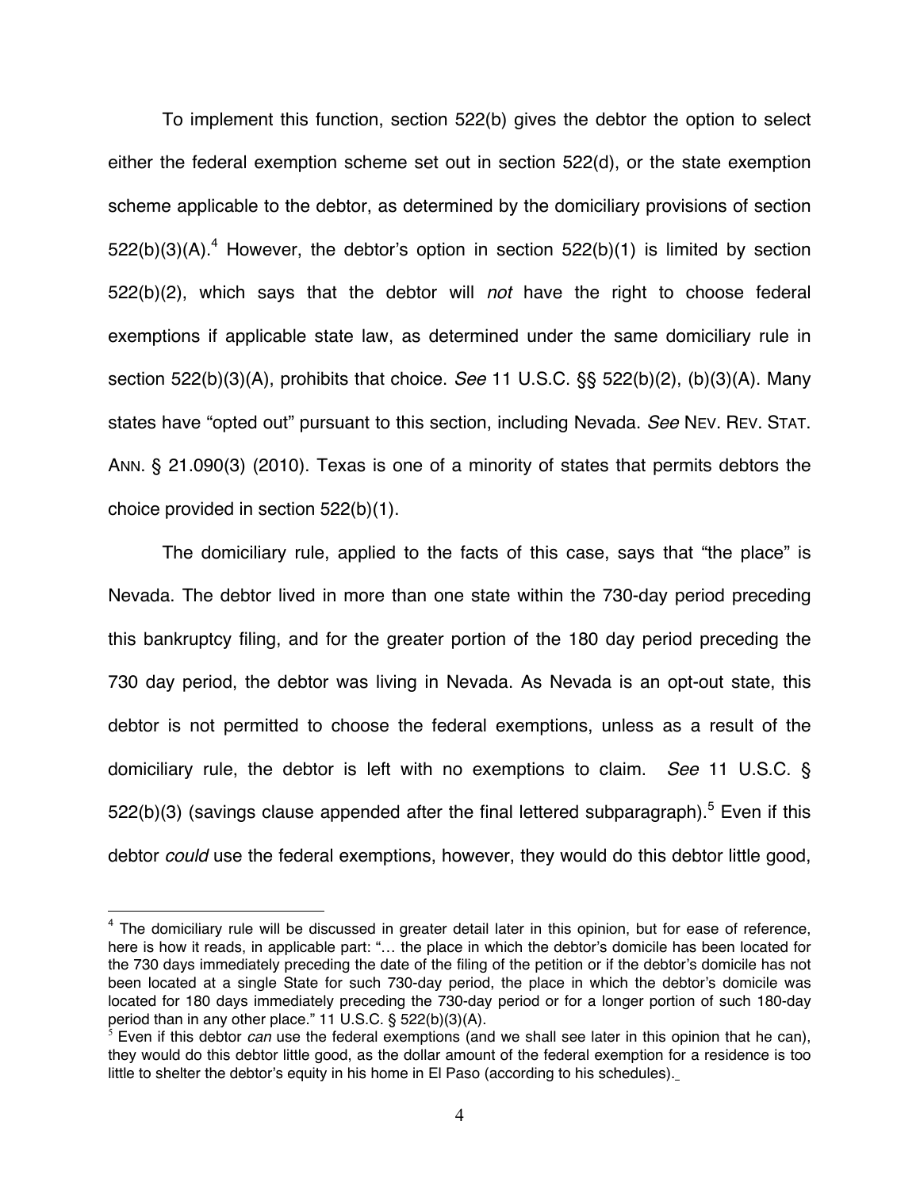To implement this function, section 522(b) gives the debtor the option to select either the federal exemption scheme set out in section 522(d), or the state exemption scheme applicable to the debtor, as determined by the domiciliary provisions of section 522(b)(3)(A).[4] However, the debtor's option in section 522(b)(1) is limited by section 522(b)(2), which says that the debtor will *not* have the right to choose federal exemptions if applicable state law, as determined under the same domiciliary rule in section 522(b)(3)(A), prohibits that choice. *See* 11 U.S.C. §§ 522(b)(2), (b)(3)(A). Many states have "opted out" pursuant to this section, including Nevada. *See* NEV. REV. STAT. ANN. § 21.090(3) (2010). Texas is one of a minority of states that permits debtors the choice provided in section 522(b)(1).

The domiciliary rule, applied to the facts of this case, says that "the place" is Nevada. The debtor lived in more than one state within the 730-day period preceding this bankruptcy filing, and for the greater portion of the 180 day period preceding the 730 day period, the debtor was living in Nevada. As Nevada is an opt-out state, this debtor is not permitted to choose the federal exemptions, unless as a result of the domiciliary rule, the debtor is left with no exemptions to claim. *See* 11 U.S.C. § 522(b)(3) (savings clause appended after the final lettered subparagraph).[5] Even if this debtor *could* use the federal exemptions, however, they would do this debtor little good,

---

[4] The domiciliary rule will be discussed in greater detail later in this opinion, but for ease of reference, here is how it reads, in applicable part: "… the place in which the debtor's domicile has been located for the 730 days immediately preceding the date of the filing of the petition or if the debtor's domicile has not been located at a single State for such 730-day period, the place in which the debtor's domicile was located for 180 days immediately preceding the 730-day period or for a longer portion of such 180-day period than in any other place." 11 U.S.C. § 522(b)(3)(A).

[5] Even if this debtor *can* use the federal exemptions (and we shall see later in this opinion that he can), they would do this debtor little good, as the dollar amount of the federal exemption for a residence is too little to shelter the debtor's equity in his home in El Paso (according to his schedules).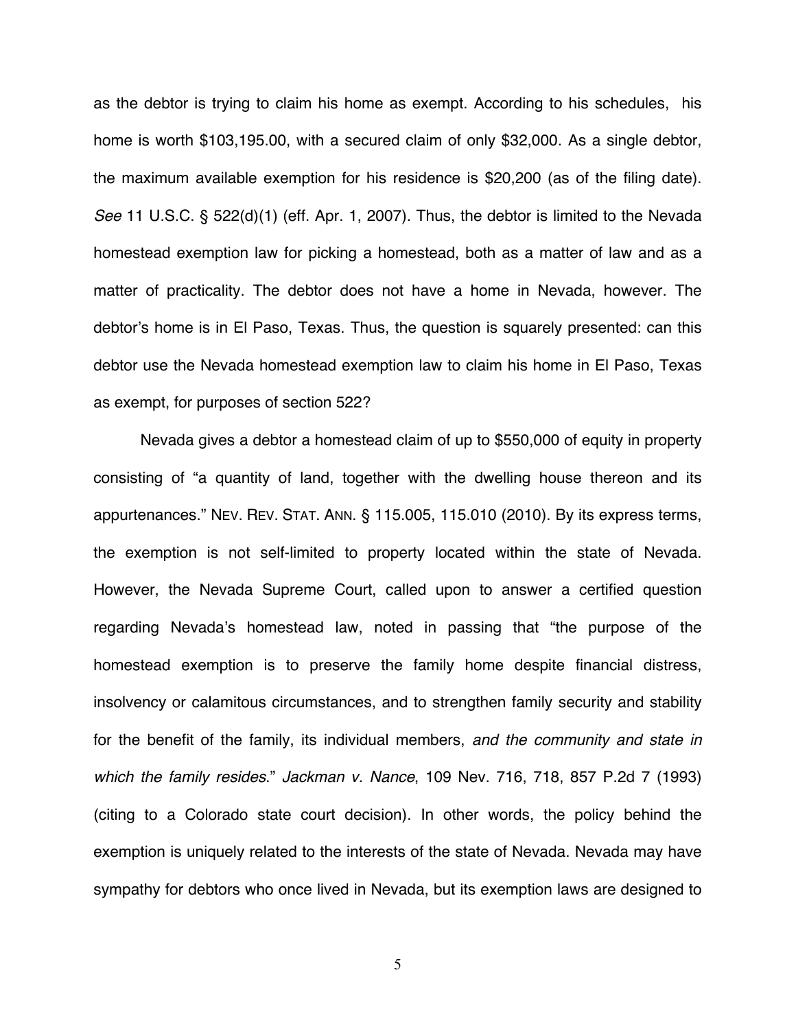as the debtor is trying to claim his home as exempt. According to his schedules, his home is worth $103,195.00, with a secured claim of only $32,000. As a single debtor, the maximum available exemption for his residence is $20,200 (as of the filing date). *See* 11 U.S.C. § 522(d)(1) (eff. Apr. 1, 2007). Thus, the debtor is limited to the Nevada homestead exemption law for picking a homestead, both as a matter of law and as a matter of practicality. The debtor does not have a home in Nevada, however. The debtor's home is in El Paso, Texas. Thus, the question is squarely presented: can this debtor use the Nevada homestead exemption law to claim his home in El Paso, Texas as exempt, for purposes of section 522?

Nevada gives a debtor a homestead claim of up to $550,000 of equity in property consisting of "a quantity of land, together with the dwelling house thereon and its appurtenances." NEV. REV. STAT. ANN. § 115.005, 115.010 (2010). By its express terms, the exemption is not self-limited to property located within the state of Nevada. However, the Nevada Supreme Court, called upon to answer a certified question regarding Nevada's homestead law, noted in passing that "the purpose of the homestead exemption is to preserve the family home despite financial distress, insolvency or calamitous circumstances, and to strengthen family security and stability for the benefit of the family, its individual members, *and the community and state in which the family resides*." *Jackman v. Nance*, 109 Nev. 716, 718, 857 P.2d 7 (1993) (citing to a Colorado state court decision). In other words, the policy behind the exemption is uniquely related to the interests of the state of Nevada. Nevada may have sympathy for debtors who once lived in Nevada, but its exemption laws are designed to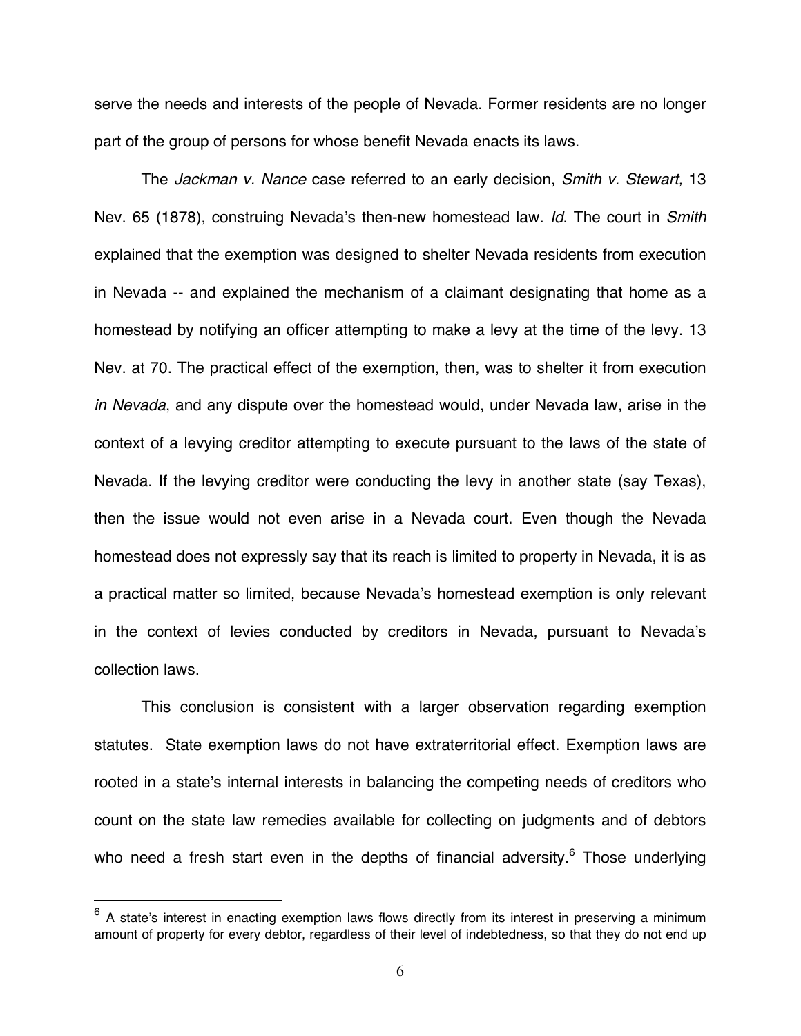serve the needs and interests of the people of Nevada. Former residents are no longer part of the group of persons for whose benefit Nevada enacts its laws.

The *Jackman v. Nance* case referred to an early decision, *Smith v. Stewart,* 13 Nev. 65 (1878), construing Nevada's then-new homestead law. *Id*. The court in *Smith* explained that the exemption was designed to shelter Nevada residents from execution in Nevada -- and explained the mechanism of a claimant designating that home as a homestead by notifying an officer attempting to make a levy at the time of the levy. 13 Nev. at 70. The practical effect of the exemption, then, was to shelter it from execution *in Nevada*, and any dispute over the homestead would, under Nevada law, arise in the context of a levying creditor attempting to execute pursuant to the laws of the state of Nevada. If the levying creditor were conducting the levy in another state (say Texas), then the issue would not even arise in a Nevada court. Even though the Nevada homestead does not expressly say that its reach is limited to property in Nevada, it is as a practical matter so limited, because Nevada's homestead exemption is only relevant in the context of levies conducted by creditors in Nevada, pursuant to Nevada's collection laws.

This conclusion is consistent with a larger observation regarding exemption statutes. State exemption laws do not have extraterritorial effect. Exemption laws are rooted in a state's internal interests in balancing the competing needs of creditors who count on the state law remedies available for collecting on judgments and of debtors who need a fresh start even in the depths of financial adversity.[6] Those underlying

[6] A state's interest in enacting exemption laws flows directly from its interest in preserving a minimum amount of property for every debtor, regardless of their level of indebtedness, so that they do not end up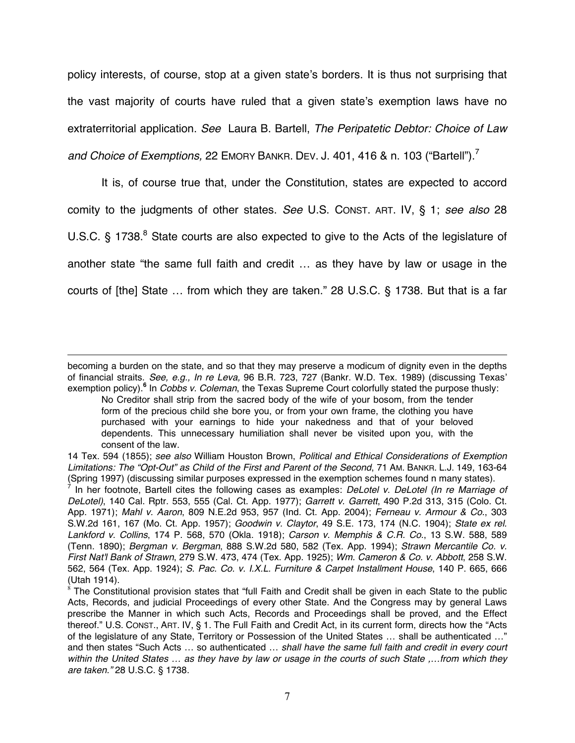policy interests, of course, stop at a given state's borders. It is thus not surprising that the vast majority of courts have ruled that a given state's exemption laws have no extraterritorial application. *See* Laura B. Bartell, *The Peripatetic Debtor: Choice of Law and Choice of Exemptions,* 22 EMORY BANKR. DEV. J. 401, 416 & n. 103 ("Bartell").[7]

It is, of course true that, under the Constitution, states are expected to accord comity to the judgments of other states. *See* U.S. CONST. ART. IV, § 1; *see also* 28 U.S.C. § 1738.[8] State courts are also expected to give to the Acts of the legislature of another state "the same full faith and credit … as they have by law or usage in the courts of [the] State … from which they are taken." 28 U.S.C. § 1738. But that is a far

---

becoming a burden on the state, and so that they may preserve a modicum of dignity even in the depths of financial straits. *See, e.g., In re Leva,* 96 B.R. 723, 727 (Bankr. W.D. Tex. 1989) (discussing Texas' exemption policy).**[6]** In *Cobbs v. Coleman*, the Texas Supreme Court colorfully stated the purpose thusly:

> No Creditor shall strip from the sacred body of the wife of your bosom, from the tender form of the precious child she bore you, or from your own frame, the clothing you have purchased with your earnings to hide your nakedness and that of your beloved dependents. This unnecessary humiliation shall never be visited upon you, with the consent of the law.

14 Tex. 594 (1855); *see also* William Houston Brown, *Political and Ethical Considerations of Exemption Limitations: The "Opt-Out" as Child of the First and Parent of the Second*, 71 AM. BANKR. L.J. 149, 163-64 (Spring 1997) (discussing similar purposes expressed in the exemption schemes found n many states).

[7] In her footnote, Bartell cites the following cases as examples: *DeLotel v. DeLotel (In re Marriage of DeLotel)*, 140 Cal. Rptr. 553, 555 (Cal. Ct. App. 1977); *Garrett v. Garrett*, 490 P.2d 313, 315 (Colo. Ct. App. 1971); *Mahl v. Aaron*, 809 N.E.2d 953, 957 (Ind. Ct. App. 2004); *Ferneau v. Armour & Co.*, 303 S.W.2d 161, 167 (Mo. Ct. App. 1957); *Goodwin v. Claytor*, 49 S.E. 173, 174 (N.C. 1904); *State ex rel. Lankford v. Collins*, 174 P. 568, 570 (Okla. 1918); *Carson v. Memphis & C.R. Co.*, 13 S.W. 588, 589 (Tenn. 1890); *Bergman v. Bergman*, 888 S.W.2d 580, 582 (Tex. App. 1994); *Strawn Mercantile Co. v. First Nat'l Bank of Strawn*, 279 S.W. 473, 474 (Tex. App. 1925); *Wm. Cameron & Co. v. Abbott*, 258 S.W. 562, 564 (Tex. App. 1924); *S. Pac. Co. v. I.X.L. Furniture & Carpet Installment House*, 140 P. 665, 666 (Utah 1914).

[8] The Constitutional provision states that "full Faith and Credit shall be given in each State to the public Acts, Records, and judicial Proceedings of every other State. And the Congress may by general Laws prescribe the Manner in which such Acts, Records and Proceedings shall be proved, and the Effect thereof." U.S. CONST., ART. IV, § 1. The Full Faith and Credit Act, in its current form, directs how the "Acts of the legislature of any State, Territory or Possession of the United States … shall be authenticated …" and then states "Such Acts … so authenticated … *shall have the same full faith and credit in every court within the United States … as they have by law or usage in the courts of such State ,…from which they are taken."* 28 U.S.C. § 1738.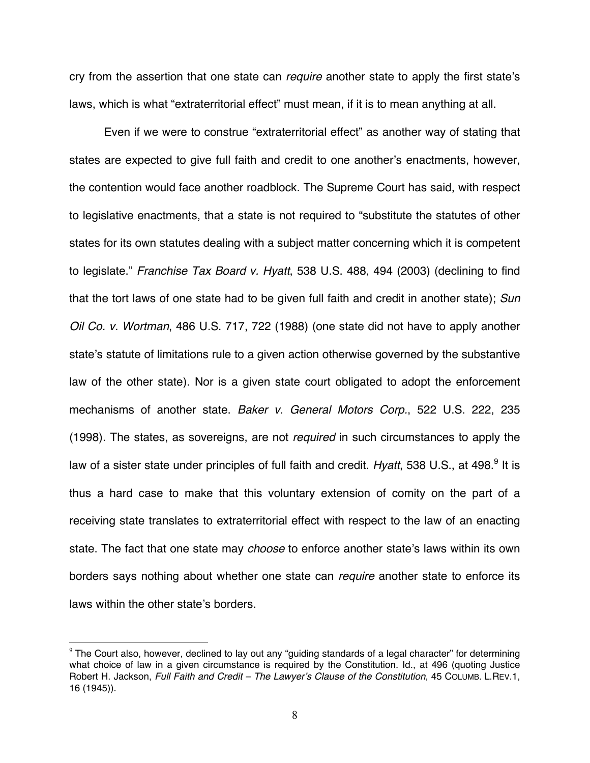cry from the assertion that one state can *require* another state to apply the first state's laws, which is what "extraterritorial effect" must mean, if it is to mean anything at all.

Even if we were to construe "extraterritorial effect" as another way of stating that states are expected to give full faith and credit to one another's enactments, however, the contention would face another roadblock. The Supreme Court has said, with respect to legislative enactments, that a state is not required to "substitute the statutes of other states for its own statutes dealing with a subject matter concerning which it is competent to legislate." *Franchise Tax Board v. Hyatt*, 538 U.S. 488, 494 (2003) (declining to find that the tort laws of one state had to be given full faith and credit in another state); *Sun Oil Co. v. Wortman*, 486 U.S. 717, 722 (1988) (one state did not have to apply another state's statute of limitations rule to a given action otherwise governed by the substantive law of the other state). Nor is a given state court obligated to adopt the enforcement mechanisms of another state. *Baker v. General Motors Corp.*, 522 U.S. 222, 235 (1998). The states, as sovereigns, are not *required* in such circumstances to apply the law of a sister state under principles of full faith and credit. *Hyatt*, 538 U.S., at 498.[9] It is thus a hard case to make that this voluntary extension of comity on the part of a receiving state translates to extraterritorial effect with respect to the law of an enacting state. The fact that one state may *choose* to enforce another state's laws within its own borders says nothing about whether one state can *require* another state to enforce its laws within the other state's borders.

[9] The Court also, however, declined to lay out any "guiding standards of a legal character" for determining what choice of law in a given circumstance is required by the Constitution. Id., at 496 (quoting Justice Robert H. Jackson, *Full Faith and Credit – The Lawyer's Clause of the Constitution*, 45 COLUMB. L.REV.1, 16 (1945)).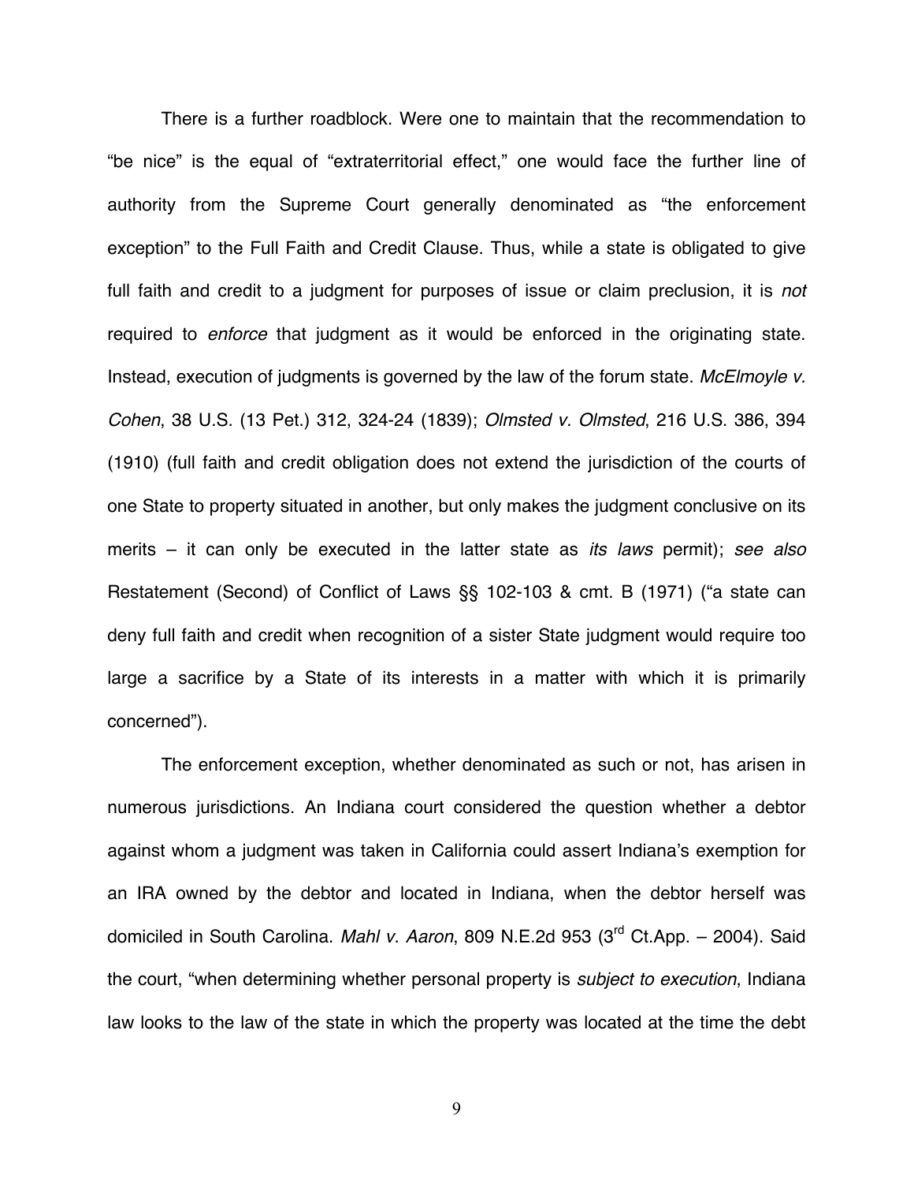There is a further roadblock. Were one to maintain that the recommendation to "be nice" is the equal of "extraterritorial effect," one would face the further line of authority from the Supreme Court generally denominated as "the enforcement exception" to the Full Faith and Credit Clause. Thus, while a state is obligated to give full faith and credit to a judgment for purposes of issue or claim preclusion, it is *not* required to *enforce* that judgment as it would be enforced in the originating state. Instead, execution of judgments is governed by the law of the forum state. *McElmoyle v. Cohen*, 38 U.S. (13 Pet.) 312, 324-24 (1839); *Olmsted v. Olmsted*, 216 U.S. 386, 394 (1910) (full faith and credit obligation does not extend the jurisdiction of the courts of one State to property situated in another, but only makes the judgment conclusive on its merits – it can only be executed in the latter state as *its laws* permit); *see also* Restatement (Second) of Conflict of Laws §§ 102-103 & cmt. B (1971) ("a state can deny full faith and credit when recognition of a sister State judgment would require too large a sacrifice by a State of its interests in a matter with which it is primarily concerned").

The enforcement exception, whether denominated as such or not, has arisen in numerous jurisdictions. An Indiana court considered the question whether a debtor against whom a judgment was taken in California could assert Indiana's exemption for an IRA owned by the debtor and located in Indiana, when the debtor herself was domiciled in South Carolina. *Mahl v. Aaron*, 809 N.E.2d 953 (3rd Ct.App. – 2004). Said the court, "when determining whether personal property is *subject to execution*, Indiana law looks to the law of the state in which the property was located at the time the debt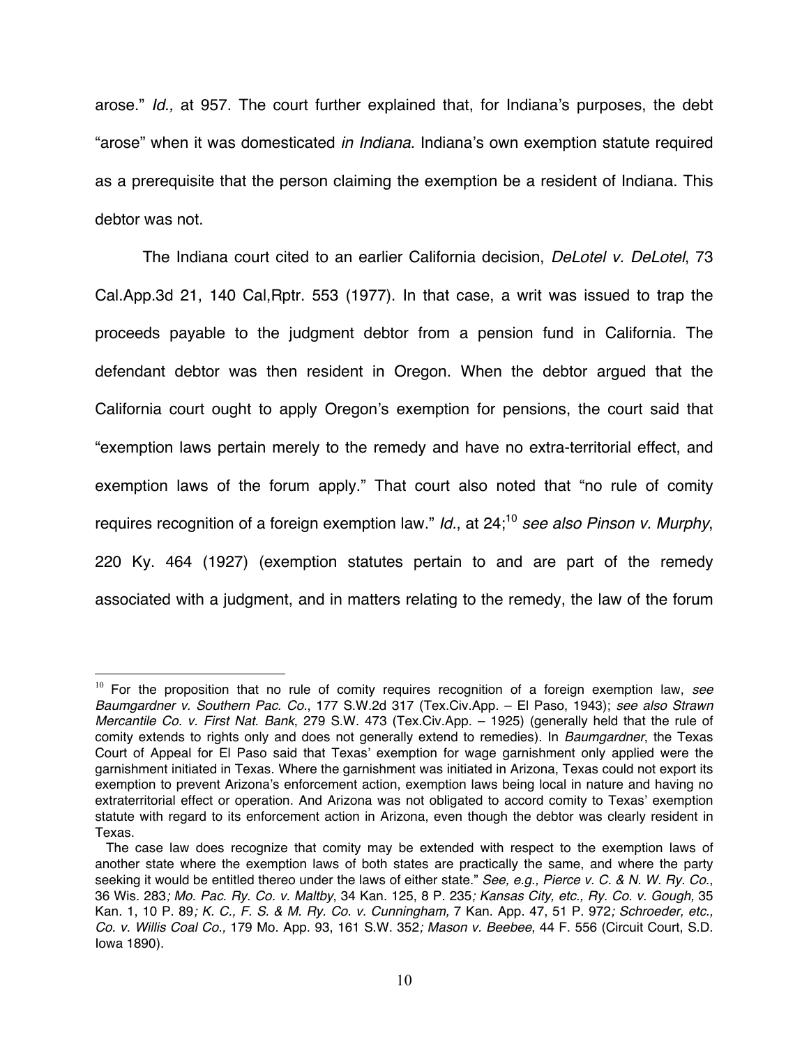arose." *Id.,* at 957. The court further explained that, for Indiana's purposes, the debt "arose" when it was domesticated *in Indiana*. Indiana's own exemption statute required as a prerequisite that the person claiming the exemption be a resident of Indiana. This debtor was not.

The Indiana court cited to an earlier California decision, *DeLotel v. DeLotel*, 73 Cal.App.3d 21, 140 Cal,Rptr. 553 (1977). In that case, a writ was issued to trap the proceeds payable to the judgment debtor from a pension fund in California. The defendant debtor was then resident in Oregon. When the debtor argued that the California court ought to apply Oregon's exemption for pensions, the court said that "exemption laws pertain merely to the remedy and have no extra-territorial effect, and exemption laws of the forum apply." That court also noted that "no rule of comity requires recognition of a foreign exemption law." *Id*., at 24;[10] *see also Pinson v. Murphy*, 220 Ky. 464 (1927) (exemption statutes pertain to and are part of the remedy associated with a judgment, and in matters relating to the remedy, the law of the forum

---

[10] For the proposition that no rule of comity requires recognition of a foreign exemption law, *see Baumgardner v. Southern Pac. Co*., 177 S.W.2d 317 (Tex.Civ.App. – El Paso, 1943); *see also Strawn Mercantile Co. v. First Nat. Bank*, 279 S.W. 473 (Tex.Civ.App. – 1925) (generally held that the rule of comity extends to rights only and does not generally extend to remedies). In *Baumgardner*, the Texas Court of Appeal for El Paso said that Texas' exemption for wage garnishment only applied were the garnishment initiated in Texas. Where the garnishment was initiated in Arizona, Texas could not export its exemption to prevent Arizona's enforcement action, exemption laws being local in nature and having no extraterritorial effect or operation. And Arizona was not obligated to accord comity to Texas' exemption statute with regard to its enforcement action in Arizona, even though the debtor was clearly resident in Texas.

The case law does recognize that comity may be extended with respect to the exemption laws of another state where the exemption laws of both states are practically the same, and where the party seeking it would be entitled thereo under the laws of either state." *See, e.g., Pierce v. C. & N. W. Ry. Co*., 36 Wis. 283*; Mo. Pac. Ry. Co. v. Maltby*, 34 Kan. 125, 8 P. 235*; Kansas City, etc., Ry. Co. v. Gough,* 35 Kan. 1, 10 P. 89*; K. C., F. S. & M. Ry. Co. v. Cunningham,* 7 Kan. App. 47, 51 P. 972*; Schroeder, etc., Co. v. Willis Coal Co.,* 179 Mo. App. 93, 161 S.W. 352*; Mason v. Beebee*, 44 F. 556 (Circuit Court, S.D. Iowa 1890).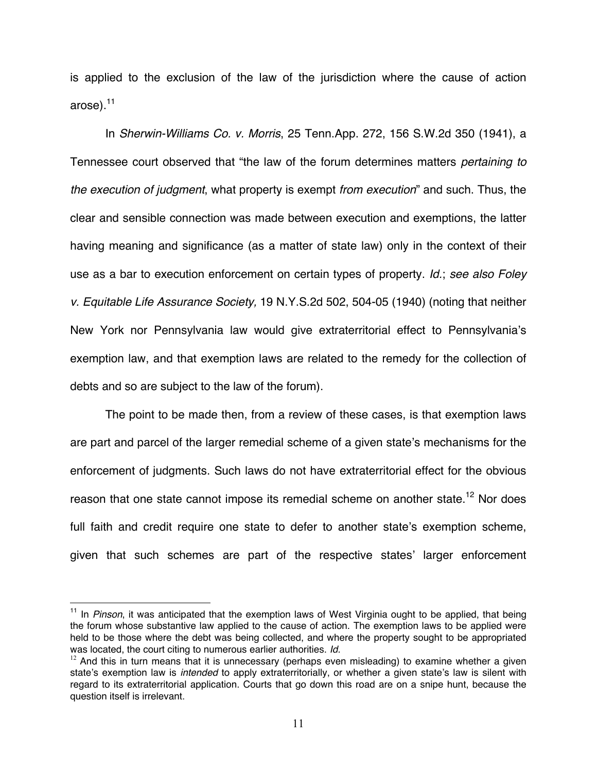is applied to the exclusion of the law of the jurisdiction where the cause of action arose).[11]

In *Sherwin-Williams Co. v. Morris*, 25 Tenn.App. 272, 156 S.W.2d 350 (1941), a Tennessee court observed that "the law of the forum determines matters *pertaining to the execution of judgment*, what property is exempt *from execution*" and such. Thus, the clear and sensible connection was made between execution and exemptions, the latter having meaning and significance (as a matter of state law) only in the context of their use as a bar to execution enforcement on certain types of property. *Id.*; *see also Foley v. Equitable Life Assurance Society,* 19 N.Y.S.2d 502, 504-05 (1940) (noting that neither New York nor Pennsylvania law would give extraterritorial effect to Pennsylvania's exemption law, and that exemption laws are related to the remedy for the collection of debts and so are subject to the law of the forum).

The point to be made then, from a review of these cases, is that exemption laws are part and parcel of the larger remedial scheme of a given state's mechanisms for the enforcement of judgments. Such laws do not have extraterritorial effect for the obvious reason that one state cannot impose its remedial scheme on another state.[12] Nor does full faith and credit require one state to defer to another state's exemption scheme, given that such schemes are part of the respective states' larger enforcement

---

[11] In *Pinson*, it was anticipated that the exemption laws of West Virginia ought to be applied, that being the forum whose substantive law applied to the cause of action. The exemption laws to be applied were held to be those where the debt was being collected, and where the property sought to be appropriated was located, the court citing to numerous earlier authorities. *Id.*

[12] And this in turn means that it is unnecessary (perhaps even misleading) to examine whether a given state's exemption law is *intended* to apply extraterritorially, or whether a given state's law is silent with regard to its extraterritorial application. Courts that go down this road are on a snipe hunt, because the question itself is irrelevant.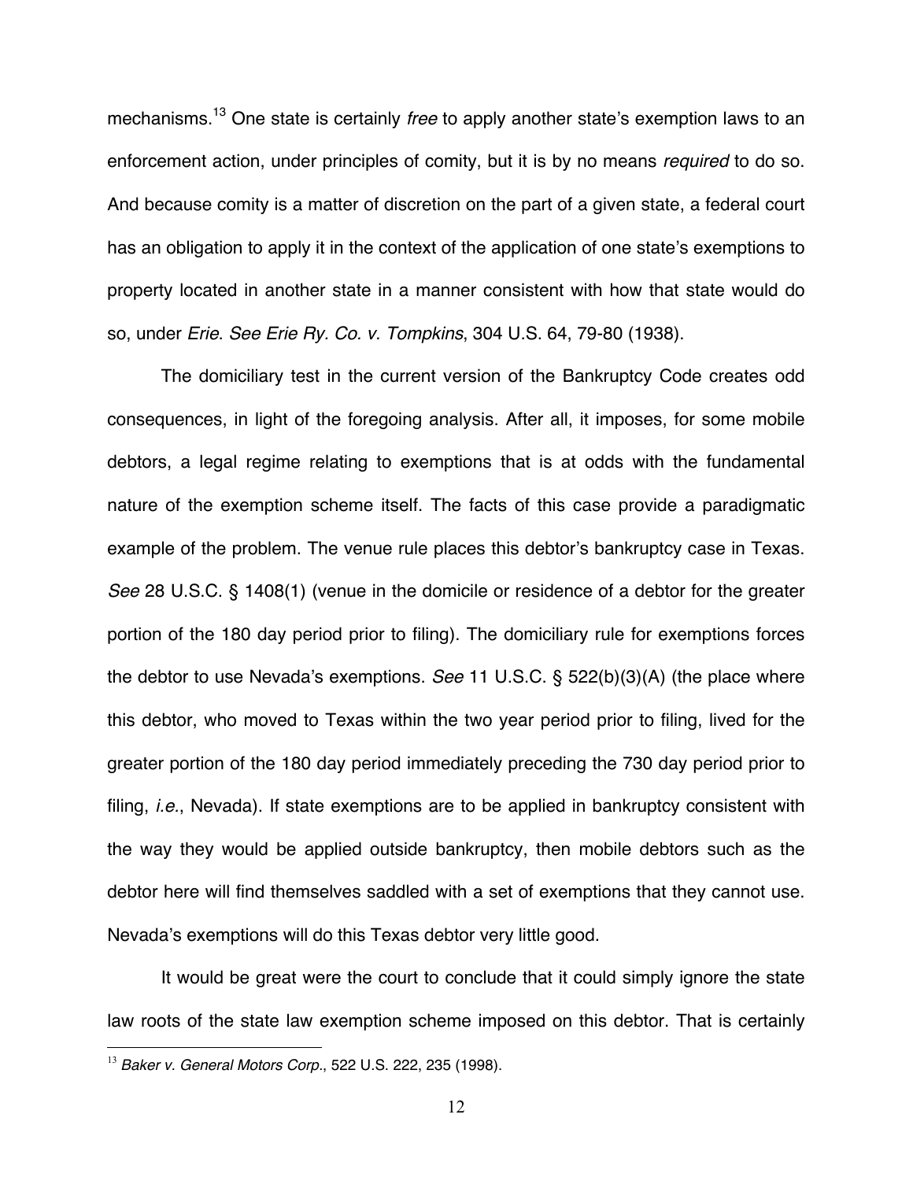mechanisms.[13] One state is certainly *free* to apply another state's exemption laws to an enforcement action, under principles of comity, but it is by no means *required* to do so. And because comity is a matter of discretion on the part of a given state, a federal court has an obligation to apply it in the context of the application of one state's exemptions to property located in another state in a manner consistent with how that state would do so, under *Erie*. *See Erie Ry. Co. v. Tompkins*, 304 U.S. 64, 79-80 (1938).

The domiciliary test in the current version of the Bankruptcy Code creates odd consequences, in light of the foregoing analysis. After all, it imposes, for some mobile debtors, a legal regime relating to exemptions that is at odds with the fundamental nature of the exemption scheme itself. The facts of this case provide a paradigmatic example of the problem. The venue rule places this debtor's bankruptcy case in Texas. *See* 28 U.S.C. § 1408(1) (venue in the domicile or residence of a debtor for the greater portion of the 180 day period prior to filing). The domiciliary rule for exemptions forces the debtor to use Nevada's exemptions. *See* 11 U.S.C. § 522(b)(3)(A) (the place where this debtor, who moved to Texas within the two year period prior to filing, lived for the greater portion of the 180 day period immediately preceding the 730 day period prior to filing, *i.e.*, Nevada). If state exemptions are to be applied in bankruptcy consistent with the way they would be applied outside bankruptcy, then mobile debtors such as the debtor here will find themselves saddled with a set of exemptions that they cannot use. Nevada's exemptions will do this Texas debtor very little good.

It would be great were the court to conclude that it could simply ignore the state law roots of the state law exemption scheme imposed on this debtor. That is certainly

---

[13] *Baker v. General Motors Corp.*, 522 U.S. 222, 235 (1998).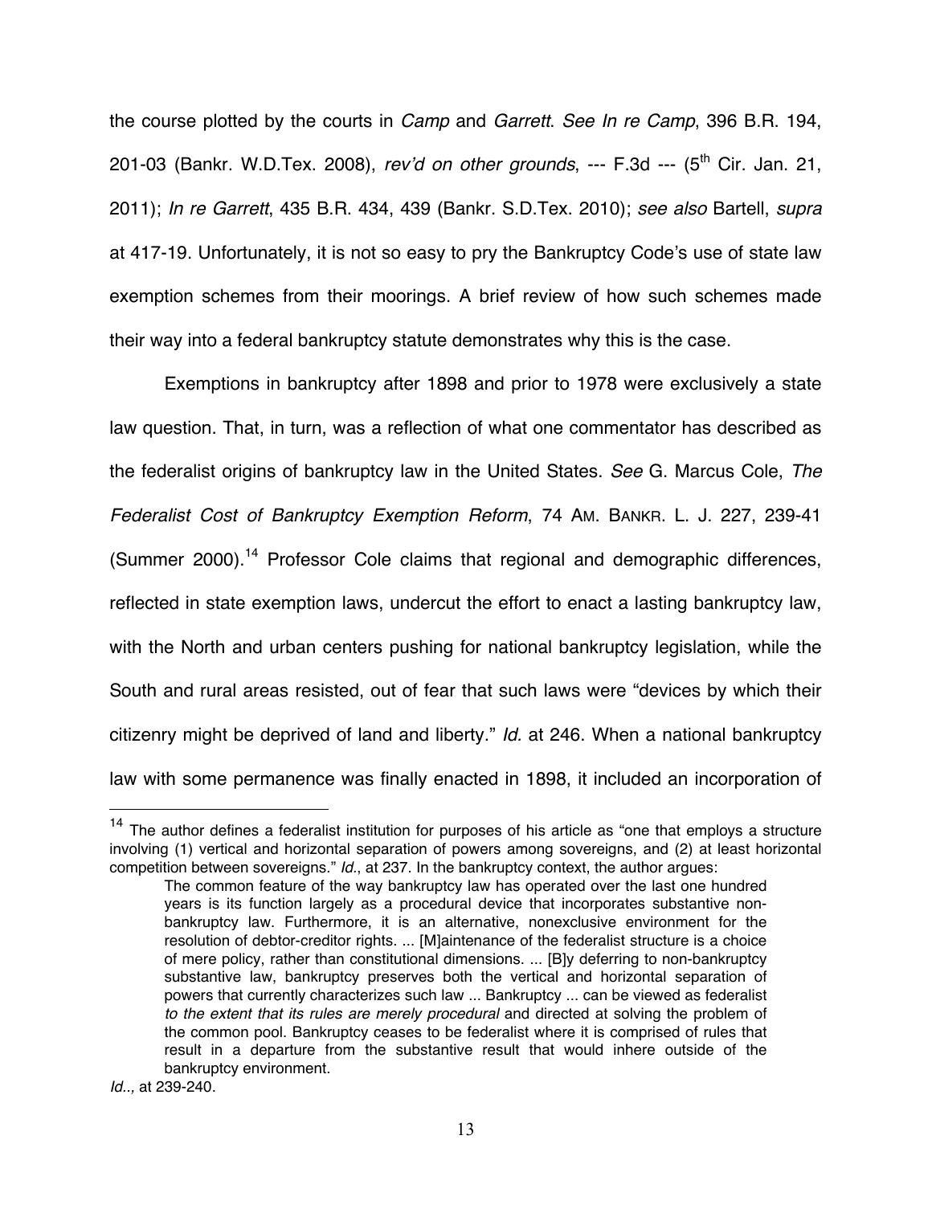the course plotted by the courts in *Camp* and *Garrett*. *See In re Camp*, 396 B.R. 194, 201-03 (Bankr. W.D.Tex. 2008), *rev'd on other grounds*, --- F.3d --- (5th Cir. Jan. 21, 2011); *In re Garrett*, 435 B.R. 434, 439 (Bankr. S.D.Tex. 2010); *see also* Bartell, *supra* at 417-19. Unfortunately, it is not so easy to pry the Bankruptcy Code's use of state law exemption schemes from their moorings. A brief review of how such schemes made their way into a federal bankruptcy statute demonstrates why this is the case.

Exemptions in bankruptcy after 1898 and prior to 1978 were exclusively a state law question. That, in turn, was a reflection of what one commentator has described as the federalist origins of bankruptcy law in the United States. *See* G. Marcus Cole, *The Federalist Cost of Bankruptcy Exemption Reform*, 74 AM. BANKR. L. J. 227, 239-41 (Summer 2000).[14] Professor Cole claims that regional and demographic differences, reflected in state exemption laws, undercut the effort to enact a lasting bankruptcy law, with the North and urban centers pushing for national bankruptcy legislation, while the South and rural areas resisted, out of fear that such laws were "devices by which their citizenry might be deprived of land and liberty." *Id.* at 246. When a national bankruptcy law with some permanence was finally enacted in 1898, it included an incorporation of

---

[14] The author defines a federalist institution for purposes of his article as "one that employs a structure involving (1) vertical and horizontal separation of powers among sovereigns, and (2) at least horizontal competition between sovereigns." *Id*., at 237. In the bankruptcy context, the author argues:

> The common feature of the way bankruptcy law has operated over the last one hundred years is its function largely as a procedural device that incorporates substantive non-bankruptcy law. Furthermore, it is an alternative, nonexclusive environment for the resolution of debtor-creditor rights. ... [M]aintenance of the federalist structure is a choice of mere policy, rather than constitutional dimensions. ... [B]y deferring to non-bankruptcy substantive law, bankruptcy preserves both the vertical and horizontal separation of powers that currently characterizes such law ... Bankruptcy ... can be viewed as federalist *to the extent that its rules are merely procedural* and directed at solving the problem of the common pool. Bankruptcy ceases to be federalist where it is comprised of rules that result in a departure from the substantive result that would inhere outside of the bankruptcy environment.

*Id..,* at 239-240.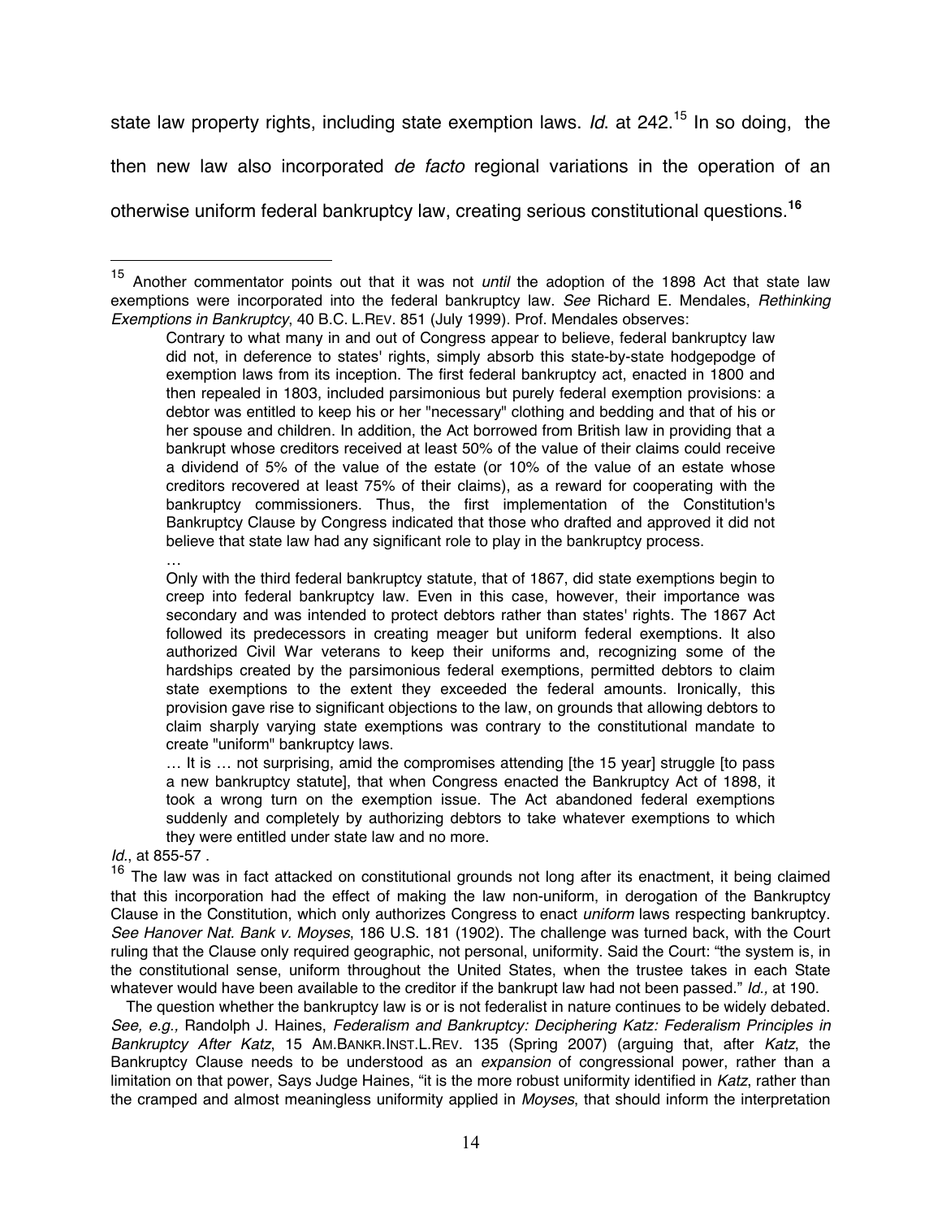state law property rights, including state exemption laws. *Id*. at 242.[15] In so doing, the then new law also incorporated *de facto* regional variations in the operation of an otherwise uniform federal bankruptcy law, creating serious constitutional questions.**[16]**

---

[15] Another commentator points out that it was not *until* the adoption of the 1898 Act that state law exemptions were incorporated into the federal bankruptcy law. *See* Richard E. Mendales, *Rethinking Exemptions in Bankruptcy*, 40 B.C. L.REV. 851 (July 1999). Prof. Mendales observes:

> Contrary to what many in and out of Congress appear to believe, federal bankruptcy law did not, in deference to states' rights, simply absorb this state-by-state hodgepodge of exemption laws from its inception. The first federal bankruptcy act, enacted in 1800 and then repealed in 1803, included parsimonious but purely federal exemption provisions: a debtor was entitled to keep his or her "necessary" clothing and bedding and that of his or her spouse and children. In addition, the Act borrowed from British law in providing that a bankrupt whose creditors received at least 50% of the value of their claims could receive a dividend of 5% of the value of the estate (or 10% of the value of an estate whose creditors recovered at least 75% of their claims), as a reward for cooperating with the bankruptcy commissioners. Thus, the first implementation of the Constitution's Bankruptcy Clause by Congress indicated that those who drafted and approved it did not believe that state law had any significant role to play in the bankruptcy process.
>
> …
>
> Only with the third federal bankruptcy statute, that of 1867, did state exemptions begin to creep into federal bankruptcy law. Even in this case, however, their importance was secondary and was intended to protect debtors rather than states' rights. The 1867 Act followed its predecessors in creating meager but uniform federal exemptions. It also authorized Civil War veterans to keep their uniforms and, recognizing some of the hardships created by the parsimonious federal exemptions, permitted debtors to claim state exemptions to the extent they exceeded the federal amounts. Ironically, this provision gave rise to significant objections to the law, on grounds that allowing debtors to claim sharply varying state exemptions was contrary to the constitutional mandate to create "uniform" bankruptcy laws.
>
> … It is … not surprising, amid the compromises attending [the 15 year] struggle [to pass a new bankruptcy statute], that when Congress enacted the Bankruptcy Act of 1898, it took a wrong turn on the exemption issue. The Act abandoned federal exemptions suddenly and completely by authorizing debtors to take whatever exemptions to which they were entitled under state law and no more.

*Id*., at 855-57 .

[16] The law was in fact attacked on constitutional grounds not long after its enactment, it being claimed that this incorporation had the effect of making the law non-uniform, in derogation of the Bankruptcy Clause in the Constitution, which only authorizes Congress to enact *uniform* laws respecting bankruptcy. *See Hanover Nat. Bank v. Moyses*, 186 U.S. 181 (1902). The challenge was turned back, with the Court ruling that the Clause only required geographic, not personal, uniformity. Said the Court: "the system is, in the constitutional sense, uniform throughout the United States, when the trustee takes in each State whatever would have been available to the creditor if the bankrupt law had not been passed." *Id.,* at 190.

The question whether the bankruptcy law is or is not federalist in nature continues to be widely debated. *See, e.g.,* Randolph J. Haines, *Federalism and Bankruptcy: Deciphering Katz: Federalism Principles in Bankruptcy After Katz*, 15 AM.BANKR.INST.L.REV. 135 (Spring 2007) (arguing that, after *Katz*, the Bankruptcy Clause needs to be understood as an *expansion* of congressional power, rather than a limitation on that power, Says Judge Haines, "it is the more robust uniformity identified in *Katz*, rather than the cramped and almost meaningless uniformity applied in *Moyses*, that should inform the interpretation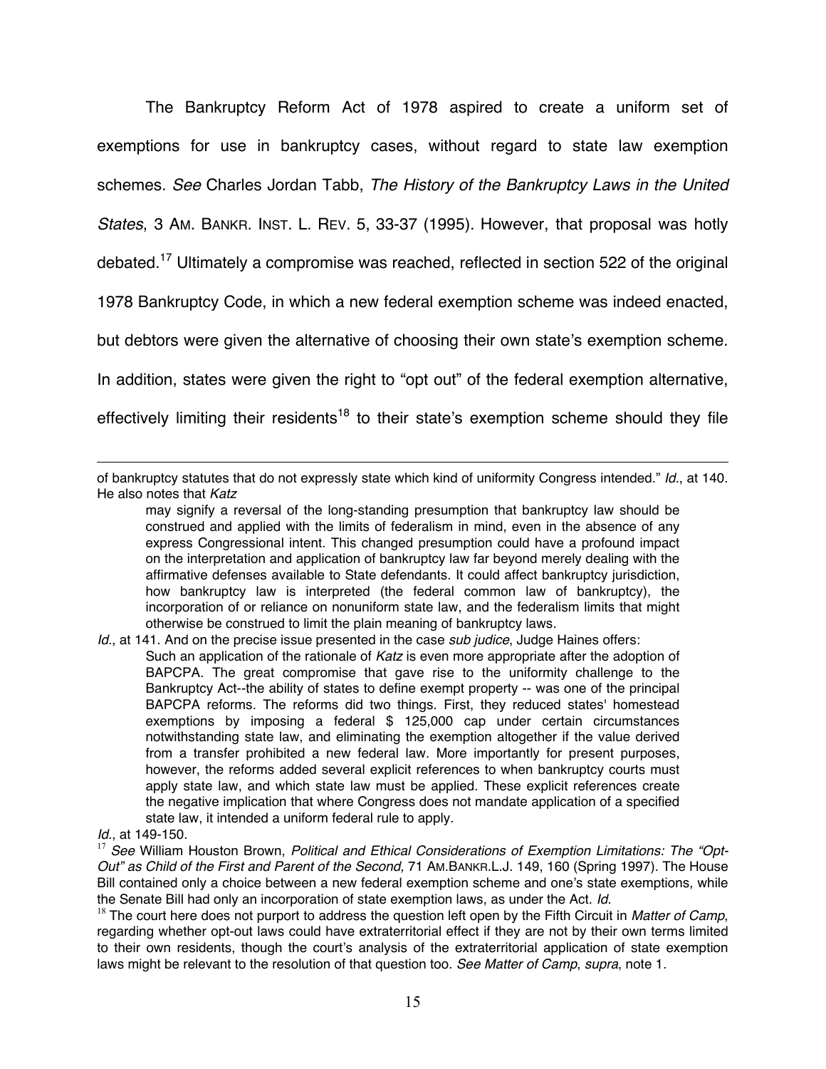The Bankruptcy Reform Act of 1978 aspired to create a uniform set of exemptions for use in bankruptcy cases, without regard to state law exemption schemes. *See* Charles Jordan Tabb, *The History of the Bankruptcy Laws in the United States*, 3 AM. BANKR. INST. L. REV. 5, 33-37 (1995). However, that proposal was hotly debated.[17] Ultimately a compromise was reached, reflected in section 522 of the original 1978 Bankruptcy Code, in which a new federal exemption scheme was indeed enacted, but debtors were given the alternative of choosing their own state's exemption scheme. In addition, states were given the right to "opt out" of the federal exemption alternative, effectively limiting their residents[18] to their state's exemption scheme should they file

---

of bankruptcy statutes that do not expressly state which kind of uniformity Congress intended." *Id*., at 140. He also notes that *Katz*

> may signify a reversal of the long-standing presumption that bankruptcy law should be construed and applied with the limits of federalism in mind, even in the absence of any express Congressional intent. This changed presumption could have a profound impact on the interpretation and application of bankruptcy law far beyond merely dealing with the affirmative defenses available to State defendants. It could affect bankruptcy jurisdiction, how bankruptcy law is interpreted (the federal common law of bankruptcy), the incorporation of or reliance on nonuniform state law, and the federalism limits that might otherwise be construed to limit the plain meaning of bankruptcy laws.

*Id*., at 141. And on the precise issue presented in the case *sub judice*, Judge Haines offers:

> Such an application of the rationale of *Katz* is even more appropriate after the adoption of BAPCPA. The great compromise that gave rise to the uniformity challenge to the Bankruptcy Act--the ability of states to define exempt property -- was one of the principal BAPCPA reforms. The reforms did two things. First, they reduced states' homestead exemptions by imposing a federal $ 125,000 cap under certain circumstances notwithstanding state law, and eliminating the exemption altogether if the value derived from a transfer prohibited a new federal law. More importantly for present purposes, however, the reforms added several explicit references to when bankruptcy courts must apply state law, and which state law must be applied. These explicit references create the negative implication that where Congress does not mandate application of a specified state law, it intended a uniform federal rule to apply.

*Id*., at 149-150.

[17] *See* William Houston Brown, *Political and Ethical Considerations of Exemption Limitations: The "Opt-Out" as Child of the First and Parent of the Second,* 71 AM.BANKR.L.J. 149, 160 (Spring 1997). The House Bill contained only a choice between a new federal exemption scheme and one's state exemptions, while the Senate Bill had only an incorporation of state exemption laws, as under the Act. *Id.*

[18] The court here does not purport to address the question left open by the Fifth Circuit in *Matter of Camp*, regarding whether opt-out laws could have extraterritorial effect if they are not by their own terms limited to their own residents, though the court's analysis of the extraterritorial application of state exemption laws might be relevant to the resolution of that question too. *See Matter of Camp*, *supra*, note 1.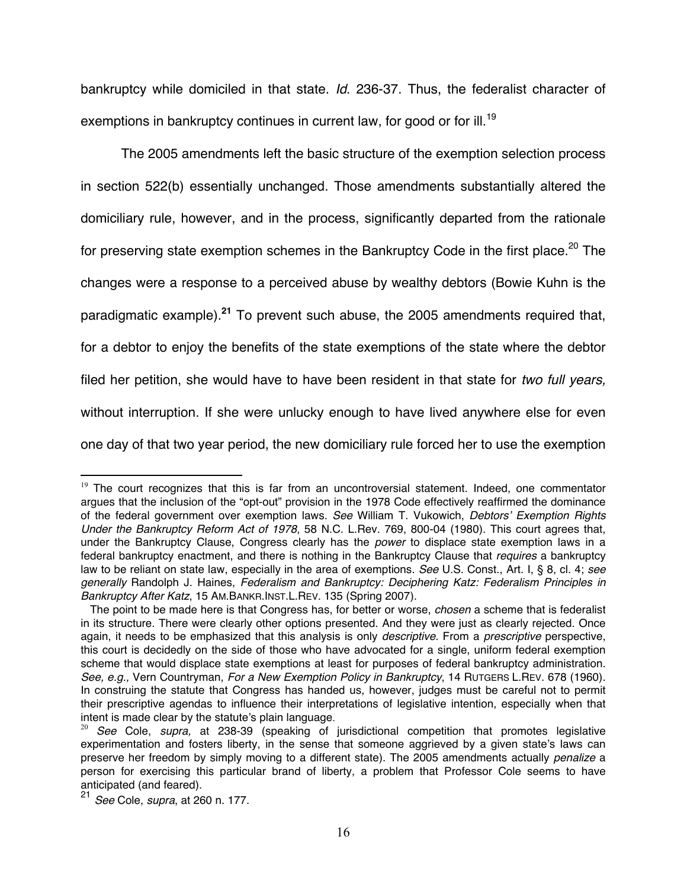bankruptcy while domiciled in that state. *Id*. 236-37. Thus, the federalist character of exemptions in bankruptcy continues in current law, for good or for ill.[19]

The 2005 amendments left the basic structure of the exemption selection process in section 522(b) essentially unchanged. Those amendments substantially altered the domiciliary rule, however, and in the process, significantly departed from the rationale for preserving state exemption schemes in the Bankruptcy Code in the first place.[20] The changes were a response to a perceived abuse by wealthy debtors (Bowie Kuhn is the paradigmatic example).[21] To prevent such abuse, the 2005 amendments required that, for a debtor to enjoy the benefits of the state exemptions of the state where the debtor filed her petition, she would have to have been resident in that state for *two full years,* without interruption. If she were unlucky enough to have lived anywhere else for even one day of that two year period, the new domiciliary rule forced her to use the exemption

---

[19] The court recognizes that this is far from an uncontroversial statement. Indeed, one commentator argues that the inclusion of the "opt-out" provision in the 1978 Code effectively reaffirmed the dominance of the federal government over exemption laws. *See* William T. Vukowich, *Debtors' Exemption Rights Under the Bankruptcy Reform Act of 1978*, 58 N.C. L.Rev. 769, 800-04 (1980). This court agrees that, under the Bankruptcy Clause, Congress clearly has the *power* to displace state exemption laws in a federal bankruptcy enactment, and there is nothing in the Bankruptcy Clause that *requires* a bankruptcy law to be reliant on state law, especially in the area of exemptions. *See* U.S. Const., Art. I, § 8, cl. 4; *see generally* Randolph J. Haines, *Federalism and Bankruptcy: Deciphering Katz: Federalism Principles in Bankruptcy After Katz*, 15 AM.BANKR.INST.L.REV. 135 (Spring 2007).

The point to be made here is that Congress has, for better or worse, *chosen* a scheme that is federalist in its structure. There were clearly other options presented. And they were just as clearly rejected. Once again, it needs to be emphasized that this analysis is only *descriptive*. From a *prescriptive* perspective, this court is decidedly on the side of those who have advocated for a single, uniform federal exemption scheme that would displace state exemptions at least for purposes of federal bankruptcy administration. *See, e.g.,* Vern Countryman, *For a New Exemption Policy in Bankruptcy*, 14 RUTGERS L.REV. 678 (1960). In construing the statute that Congress has handed us, however, judges must be careful not to permit their prescriptive agendas to influence their interpretations of legislative intention, especially when that intent is made clear by the statute's plain language.

[20] *See* Cole, *supra,* at 238-39 (speaking of jurisdictional competition that promotes legislative experimentation and fosters liberty, in the sense that someone aggrieved by a given state's laws can preserve her freedom by simply moving to a different state). The 2005 amendments actually *penalize* a person for exercising this particular brand of liberty, a problem that Professor Cole seems to have anticipated (and feared).

[21] *See* Cole, *supra*, at 260 n. 177.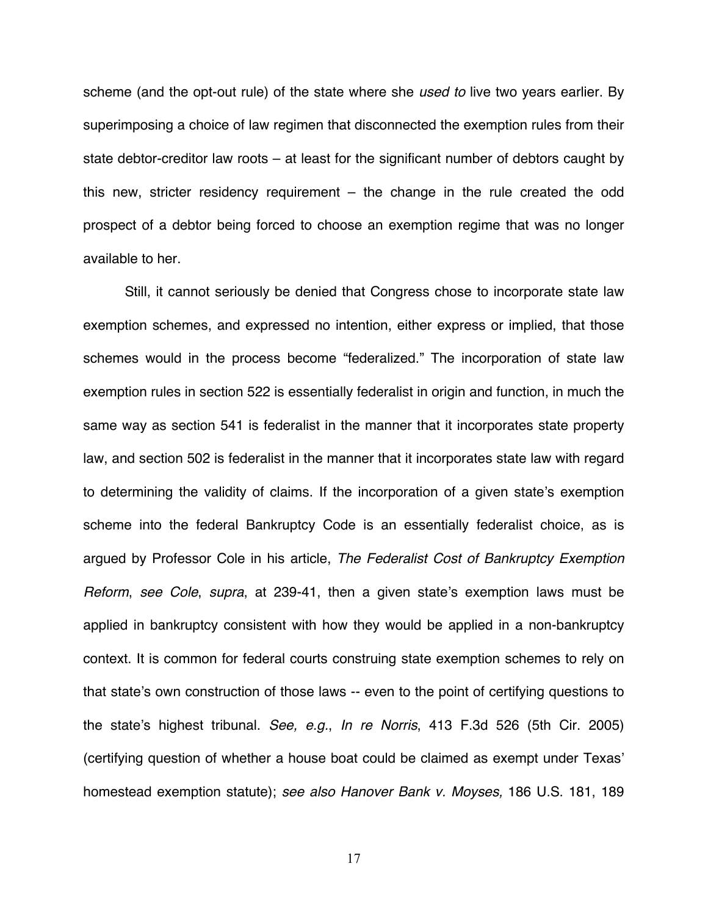scheme (and the opt-out rule) of the state where she *used to* live two years earlier. By superimposing a choice of law regimen that disconnected the exemption rules from their state debtor-creditor law roots – at least for the significant number of debtors caught by this new, stricter residency requirement – the change in the rule created the odd prospect of a debtor being forced to choose an exemption regime that was no longer available to her.

Still, it cannot seriously be denied that Congress chose to incorporate state law exemption schemes, and expressed no intention, either express or implied, that those schemes would in the process become "federalized." The incorporation of state law exemption rules in section 522 is essentially federalist in origin and function, in much the same way as section 541 is federalist in the manner that it incorporates state property law, and section 502 is federalist in the manner that it incorporates state law with regard to determining the validity of claims. If the incorporation of a given state's exemption scheme into the federal Bankruptcy Code is an essentially federalist choice, as is argued by Professor Cole in his article, *The Federalist Cost of Bankruptcy Exemption Reform*, *see Cole*, *supra*, at 239-41, then a given state's exemption laws must be applied in bankruptcy consistent with how they would be applied in a non-bankruptcy context. It is common for federal courts construing state exemption schemes to rely on that state's own construction of those laws -- even to the point of certifying questions to the state's highest tribunal. *See, e.g.*, *In re Norris*, 413 F.3d 526 (5th Cir. 2005) (certifying question of whether a house boat could be claimed as exempt under Texas' homestead exemption statute); *see also Hanover Bank v. Moyses,* 186 U.S. 181, 189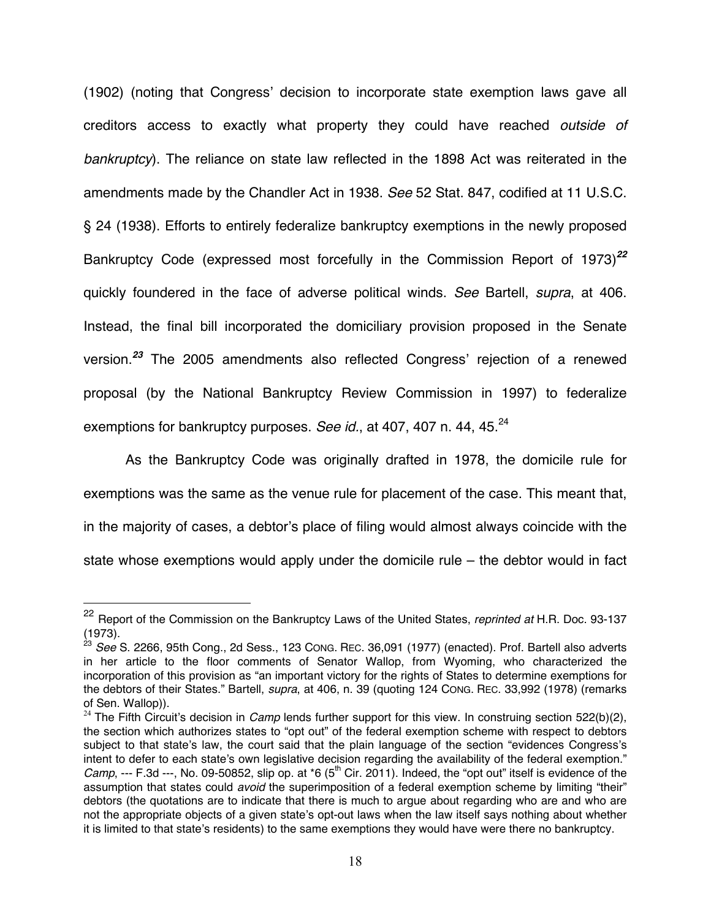(1902) (noting that Congress' decision to incorporate state exemption laws gave all creditors access to exactly what property they could have reached *outside of bankruptcy*). The reliance on state law reflected in the 1898 Act was reiterated in the amendments made by the Chandler Act in 1938. *See* 52 Stat. 847, codified at 11 U.S.C. § 24 (1938). Efforts to entirely federalize bankruptcy exemptions in the newly proposed Bankruptcy Code (expressed most forcefully in the Commission Report of 1973)[22] quickly foundered in the face of adverse political winds. *See* Bartell, *supra*, at 406. Instead, the final bill incorporated the domiciliary provision proposed in the Senate version.[23] The 2005 amendments also reflected Congress' rejection of a renewed proposal (by the National Bankruptcy Review Commission in 1997) to federalize exemptions for bankruptcy purposes. *See id.*, at 407, 407 n. 44, 45.[24]

As the Bankruptcy Code was originally drafted in 1978, the domicile rule for exemptions was the same as the venue rule for placement of the case. This meant that, in the majority of cases, a debtor's place of filing would almost always coincide with the state whose exemptions would apply under the domicile rule – the debtor would in fact

---

[22] Report of the Commission on the Bankruptcy Laws of the United States, *reprinted at* H.R. Doc. 93-137 (1973).

[23] *See* S. 2266, 95th Cong., 2d Sess., 123 CONG. REC. 36,091 (1977) (enacted). Prof. Bartell also adverts in her article to the floor comments of Senator Wallop, from Wyoming, who characterized the incorporation of this provision as "an important victory for the rights of States to determine exemptions for the debtors of their States." Bartell, *supra*, at 406, n. 39 (quoting 124 CONG. REC. 33,992 (1978) (remarks of Sen. Wallop)).

[24] The Fifth Circuit's decision in *Camp* lends further support for this view. In construing section 522(b)(2), the section which authorizes states to "opt out" of the federal exemption scheme with respect to debtors subject to that state's law, the court said that the plain language of the section "evidences Congress's intent to defer to each state's own legislative decision regarding the availability of the federal exemption." *Camp*, --- F.3d ---, No. 09-50852, slip op. at *6 (5th Cir. 2011). Indeed, the "opt out" itself is evidence of the assumption that states could *avoid* the superimposition of a federal exemption scheme by limiting "their" debtors (the quotations are to indicate that there is much to argue about regarding who are and who are not the appropriate objects of a given state's opt-out laws when the law itself says nothing about whether it is limited to that state's residents) to the same exemptions they would have were there no bankruptcy.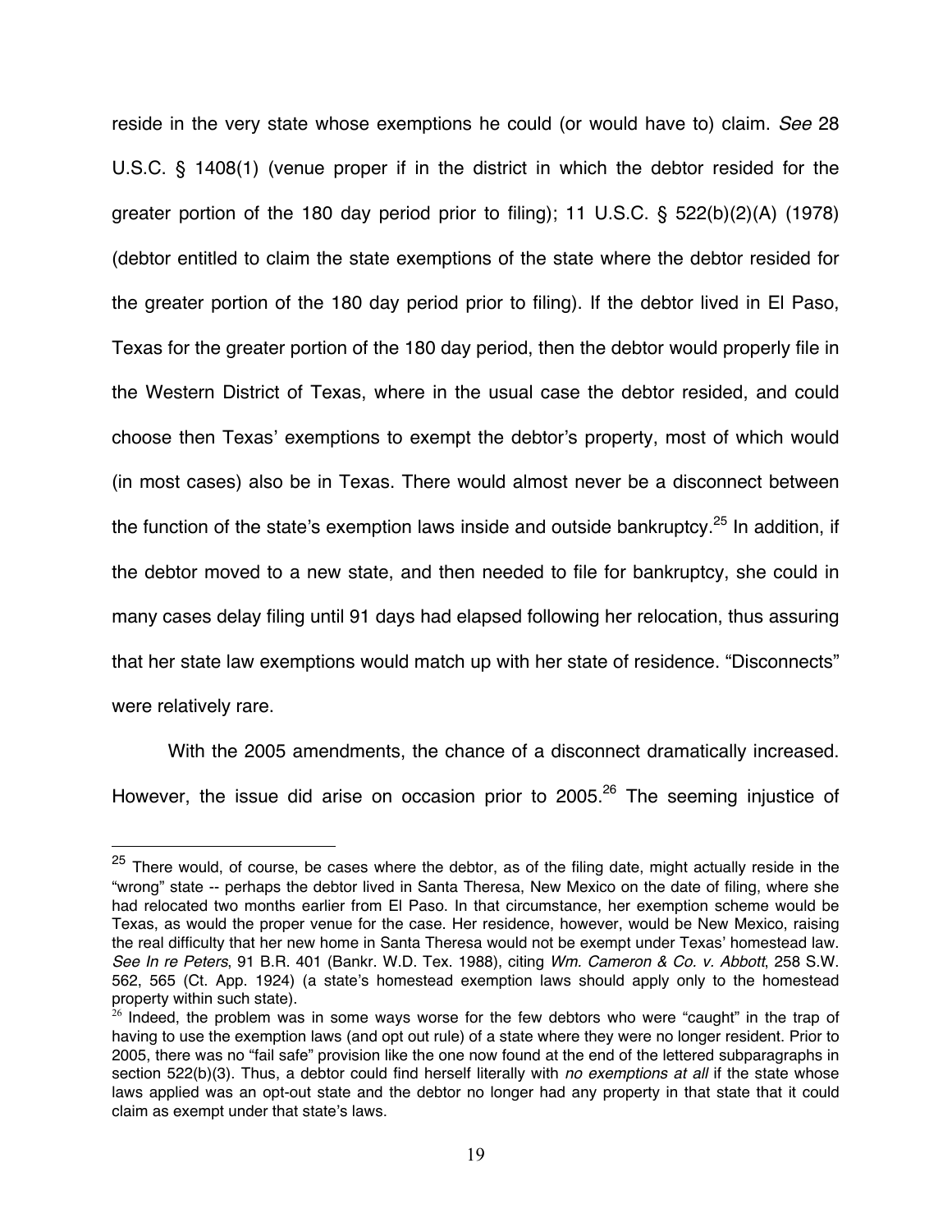reside in the very state whose exemptions he could (or would have to) claim. *See* 28 U.S.C. § 1408(1) (venue proper if in the district in which the debtor resided for the greater portion of the 180 day period prior to filing); 11 U.S.C. § 522(b)(2)(A) (1978) (debtor entitled to claim the state exemptions of the state where the debtor resided for the greater portion of the 180 day period prior to filing). If the debtor lived in El Paso, Texas for the greater portion of the 180 day period, then the debtor would properly file in the Western District of Texas, where in the usual case the debtor resided, and could choose then Texas' exemptions to exempt the debtor's property, most of which would (in most cases) also be in Texas. There would almost never be a disconnect between the function of the state's exemption laws inside and outside bankruptcy.[25] In addition, if the debtor moved to a new state, and then needed to file for bankruptcy, she could in many cases delay filing until 91 days had elapsed following her relocation, thus assuring that her state law exemptions would match up with her state of residence. "Disconnects" were relatively rare.

With the 2005 amendments, the chance of a disconnect dramatically increased. However, the issue did arise on occasion prior to 2005.[26] The seeming injustice of

---

[25] There would, of course, be cases where the debtor, as of the filing date, might actually reside in the "wrong" state -- perhaps the debtor lived in Santa Theresa, New Mexico on the date of filing, where she had relocated two months earlier from El Paso. In that circumstance, her exemption scheme would be Texas, as would the proper venue for the case. Her residence, however, would be New Mexico, raising the real difficulty that her new home in Santa Theresa would not be exempt under Texas' homestead law. *See In re Peters*, 91 B.R. 401 (Bankr. W.D. Tex. 1988), citing *Wm. Cameron & Co. v. Abbott*, 258 S.W. 562, 565 (Ct. App. 1924) (a state's homestead exemption laws should apply only to the homestead property within such state).

[26] Indeed, the problem was in some ways worse for the few debtors who were "caught" in the trap of having to use the exemption laws (and opt out rule) of a state where they were no longer resident. Prior to 2005, there was no "fail safe" provision like the one now found at the end of the lettered subparagraphs in section 522(b)(3). Thus, a debtor could find herself literally with *no exemptions at all* if the state whose laws applied was an opt-out state and the debtor no longer had any property in that state that it could claim as exempt under that state's laws.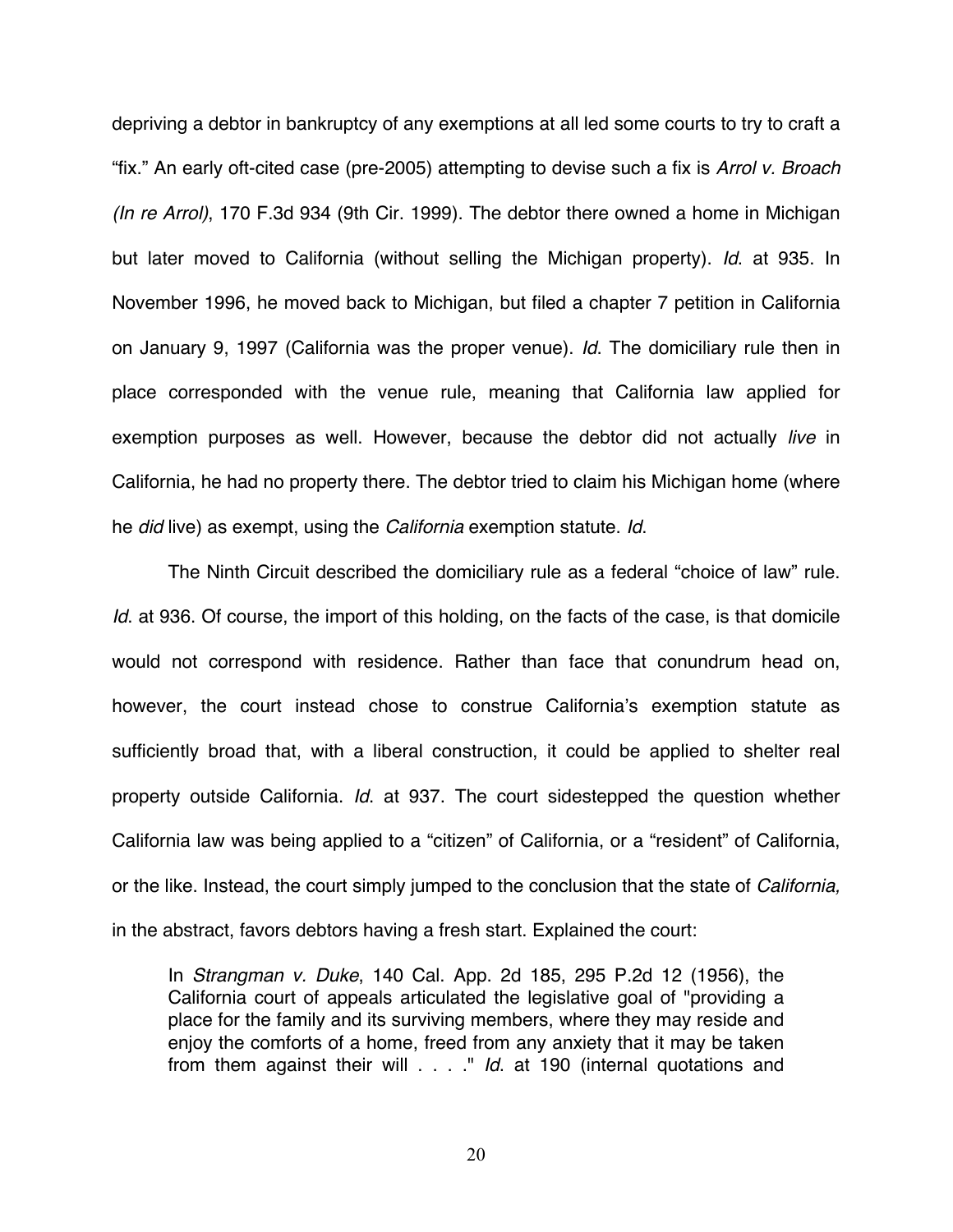depriving a debtor in bankruptcy of any exemptions at all led some courts to try to craft a "fix." An early oft-cited case (pre-2005) attempting to devise such a fix is *Arrol v. Broach (In re Arrol)*, 170 F.3d 934 (9th Cir. 1999). The debtor there owned a home in Michigan but later moved to California (without selling the Michigan property). *Id*. at 935. In November 1996, he moved back to Michigan, but filed a chapter 7 petition in California on January 9, 1997 (California was the proper venue). *Id*. The domiciliary rule then in place corresponded with the venue rule, meaning that California law applied for exemption purposes as well. However, because the debtor did not actually *live* in California, he had no property there. The debtor tried to claim his Michigan home (where he *did* live) as exempt, using the *California* exemption statute. *Id*.

The Ninth Circuit described the domiciliary rule as a federal "choice of law" rule. *Id*. at 936. Of course, the import of this holding, on the facts of the case, is that domicile would not correspond with residence. Rather than face that conundrum head on, however, the court instead chose to construe California's exemption statute as sufficiently broad that, with a liberal construction, it could be applied to shelter real property outside California. *Id*. at 937. The court sidestepped the question whether California law was being applied to a "citizen" of California, or a "resident" of California, or the like. Instead, the court simply jumped to the conclusion that the state of *California,* in the abstract, favors debtors having a fresh start. Explained the court:

> In *Strangman v. Duke*, 140 Cal. App. 2d 185, 295 P.2d 12 (1956), the California court of appeals articulated the legislative goal of "providing a place for the family and its surviving members, where they may reside and enjoy the comforts of a home, freed from any anxiety that it may be taken from them against their will . . . ." *Id*. at 190 (internal quotations and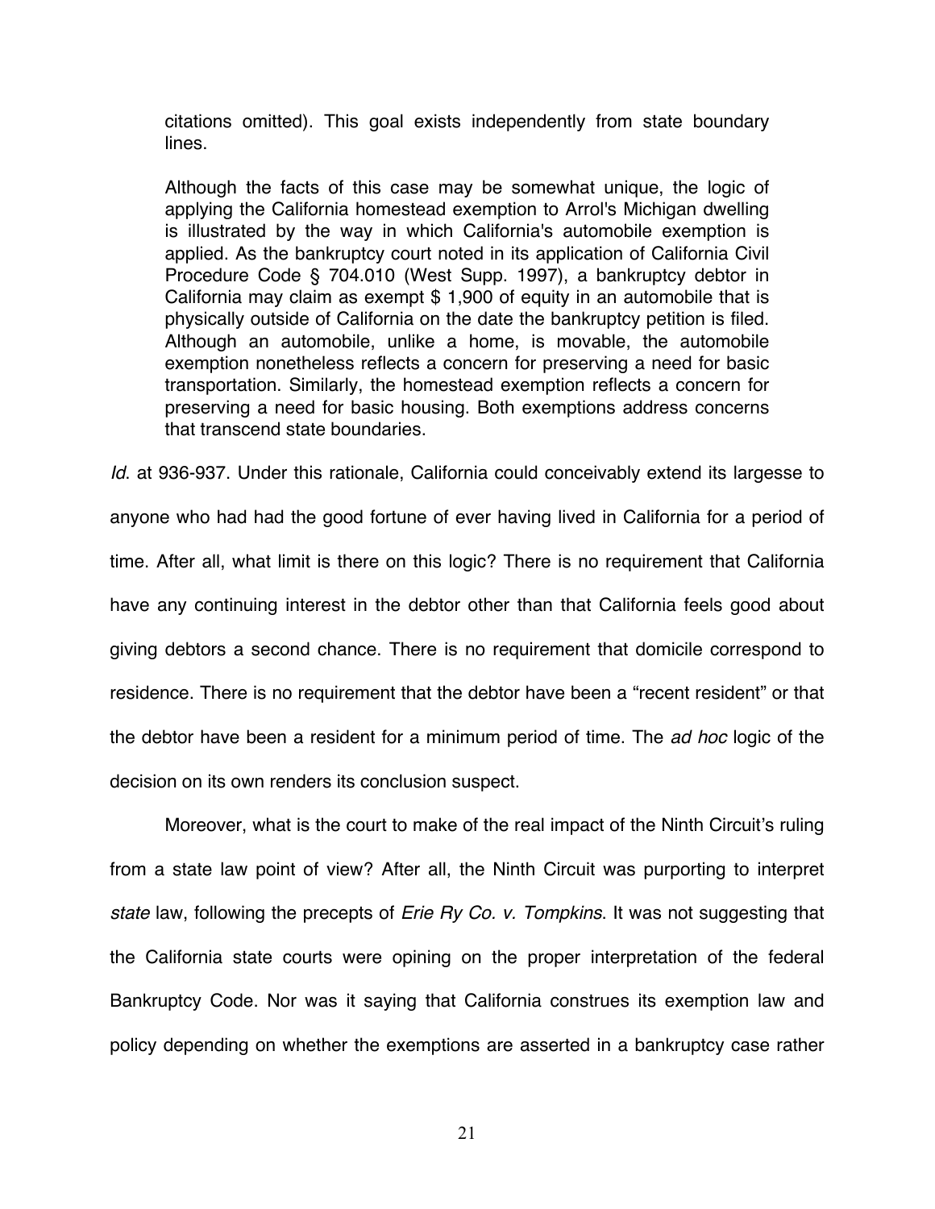> citations omitted). This goal exists independently from state boundary lines.
>
> Although the facts of this case may be somewhat unique, the logic of applying the California homestead exemption to Arrol's Michigan dwelling is illustrated by the way in which California's automobile exemption is applied. As the bankruptcy court noted in its application of California Civil Procedure Code § 704.010 (West Supp. 1997), a bankruptcy debtor in California may claim as exempt $ 1,900 of equity in an automobile that is physically outside of California on the date the bankruptcy petition is filed. Although an automobile, unlike a home, is movable, the automobile exemption nonetheless reflects a concern for preserving a need for basic transportation. Similarly, the homestead exemption reflects a concern for preserving a need for basic housing. Both exemptions address concerns that transcend state boundaries.

*Id*. at 936-937. Under this rationale, California could conceivably extend its largesse to anyone who had had the good fortune of ever having lived in California for a period of time. After all, what limit is there on this logic? There is no requirement that California have any continuing interest in the debtor other than that California feels good about giving debtors a second chance. There is no requirement that domicile correspond to residence. There is no requirement that the debtor have been a "recent resident" or that the debtor have been a resident for a minimum period of time. The *ad hoc* logic of the decision on its own renders its conclusion suspect.

Moreover, what is the court to make of the real impact of the Ninth Circuit's ruling from a state law point of view? After all, the Ninth Circuit was purporting to interpret *state* law, following the precepts of *Erie Ry Co. v. Tompkins*. It was not suggesting that the California state courts were opining on the proper interpretation of the federal Bankruptcy Code. Nor was it saying that California construes its exemption law and policy depending on whether the exemptions are asserted in a bankruptcy case rather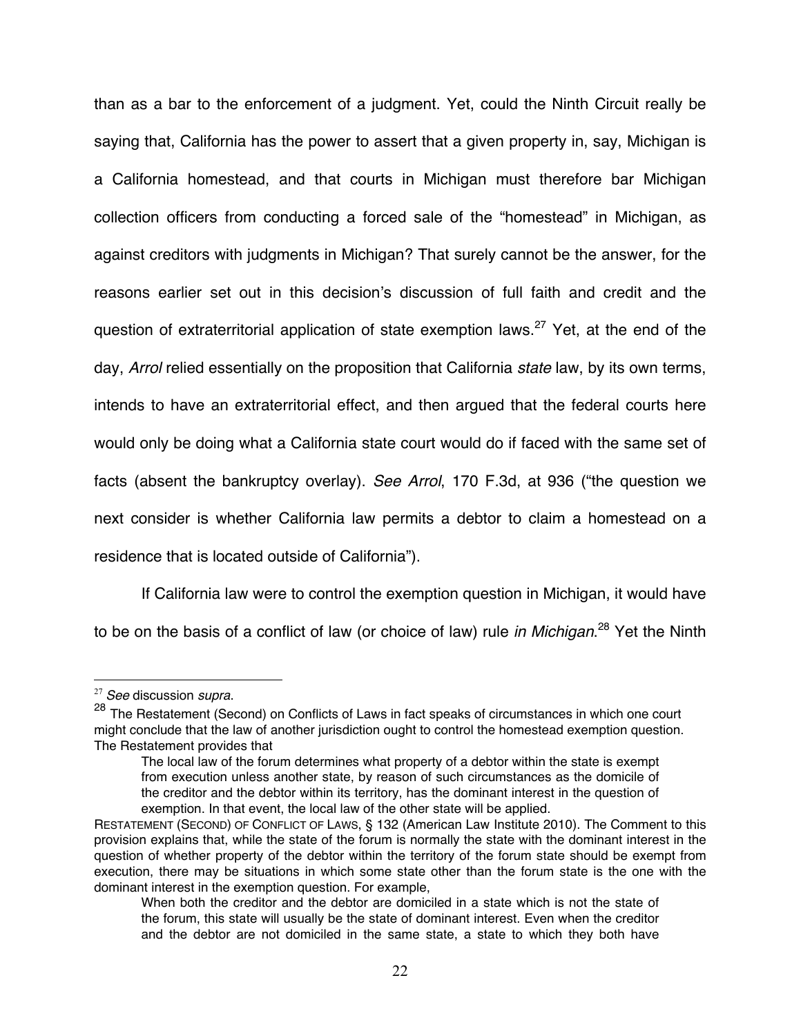than as a bar to the enforcement of a judgment. Yet, could the Ninth Circuit really be saying that, California has the power to assert that a given property in, say, Michigan is a California homestead, and that courts in Michigan must therefore bar Michigan collection officers from conducting a forced sale of the "homestead" in Michigan, as against creditors with judgments in Michigan? That surely cannot be the answer, for the reasons earlier set out in this decision's discussion of full faith and credit and the question of extraterritorial application of state exemption laws.[27] Yet, at the end of the day, *Arrol* relied essentially on the proposition that California *state* law, by its own terms, intends to have an extraterritorial effect, and then argued that the federal courts here would only be doing what a California state court would do if faced with the same set of facts (absent the bankruptcy overlay). *See Arrol*, 170 F.3d, at 936 ("the question we next consider is whether California law permits a debtor to claim a homestead on a residence that is located outside of California").

If California law were to control the exemption question in Michigan, it would have to be on the basis of a conflict of law (or choice of law) rule *in Michigan*.[28] Yet the Ninth

---

[27] *See* discussion *supra*.

[28] The Restatement (Second) on Conflicts of Laws in fact speaks of circumstances in which one court might conclude that the law of another jurisdiction ought to control the homestead exemption question. The Restatement provides that

> The local law of the forum determines what property of a debtor within the state is exempt from execution unless another state, by reason of such circumstances as the domicile of the creditor and the debtor within its territory, has the dominant interest in the question of exemption. In that event, the local law of the other state will be applied.

RESTATEMENT (SECOND) OF CONFLICT OF LAWS, § 132 (American Law Institute 2010). The Comment to this provision explains that, while the state of the forum is normally the state with the dominant interest in the question of whether property of the debtor within the territory of the forum state should be exempt from execution, there may be situations in which some state other than the forum state is the one with the dominant interest in the exemption question. For example,

> When both the creditor and the debtor are domiciled in a state which is not the state of the forum, this state will usually be the state of dominant interest. Even when the creditor and the debtor are not domiciled in the same state, a state to which they both have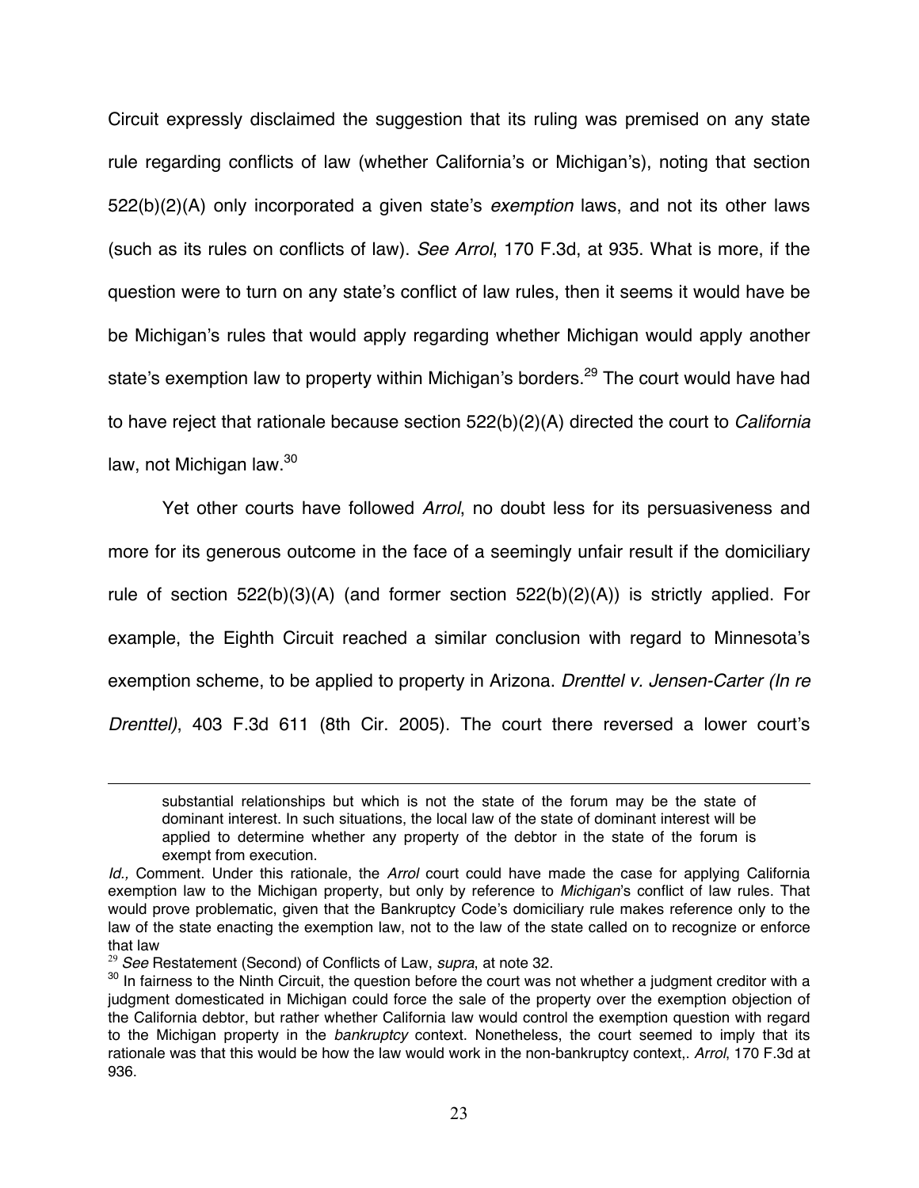Circuit expressly disclaimed the suggestion that its ruling was premised on any state rule regarding conflicts of law (whether California's or Michigan's), noting that section 522(b)(2)(A) only incorporated a given state's *exemption* laws, and not its other laws (such as its rules on conflicts of law). *See Arrol*, 170 F.3d, at 935. What is more, if the question were to turn on any state's conflict of law rules, then it seems it would have be be Michigan's rules that would apply regarding whether Michigan would apply another state's exemption law to property within Michigan's borders.[29] The court would have had to have reject that rationale because section 522(b)(2)(A) directed the court to *California* law, not Michigan law.[30]

Yet other courts have followed *Arrol*, no doubt less for its persuasiveness and more for its generous outcome in the face of a seemingly unfair result if the domiciliary rule of section 522(b)(3)(A) (and former section 522(b)(2)(A)) is strictly applied. For example, the Eighth Circuit reached a similar conclusion with regard to Minnesota's exemption scheme, to be applied to property in Arizona. *Drenttel v. Jensen-Carter (In re Drenttel)*, 403 F.3d 611 (8th Cir. 2005). The court there reversed a lower court's

---

> substantial relationships but which is not the state of the forum may be the state of dominant interest. In such situations, the local law of the state of dominant interest will be applied to determine whether any property of the debtor in the state of the forum is exempt from execution.

*Id.,* Comment. Under this rationale, the *Arrol* court could have made the case for applying California exemption law to the Michigan property, but only by reference to *Michigan*'s conflict of law rules. That would prove problematic, given that the Bankruptcy Code's domiciliary rule makes reference only to the law of the state enacting the exemption law, not to the law of the state called on to recognize or enforce that law

[29] *See* Restatement (Second) of Conflicts of Law, *supra*, at note 32.

[30] In fairness to the Ninth Circuit, the question before the court was not whether a judgment creditor with a judgment domesticated in Michigan could force the sale of the property over the exemption objection of the California debtor, but rather whether California law would control the exemption question with regard to the Michigan property in the *bankruptcy* context. Nonetheless, the court seemed to imply that its rationale was that this would be how the law would work in the non-bankruptcy context,. *Arrol*, 170 F.3d at 936.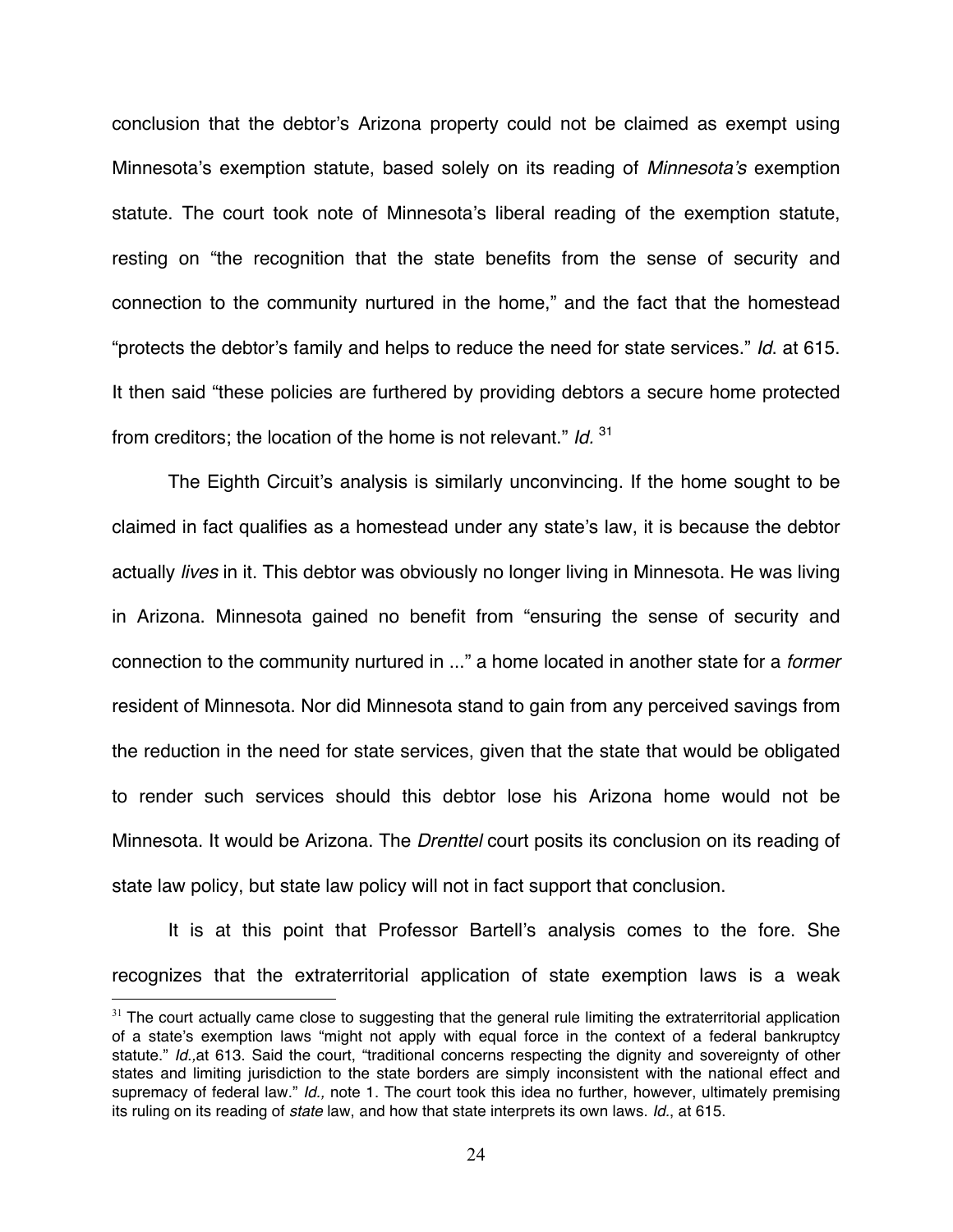conclusion that the debtor's Arizona property could not be claimed as exempt using Minnesota's exemption statute, based solely on its reading of *Minnesota's* exemption statute. The court took note of Minnesota's liberal reading of the exemption statute, resting on "the recognition that the state benefits from the sense of security and connection to the community nurtured in the home," and the fact that the homestead "protects the debtor's family and helps to reduce the need for state services." *Id*. at 615. It then said "these policies are furthered by providing debtors a secure home protected from creditors; the location of the home is not relevant." *Id.* [31]

The Eighth Circuit's analysis is similarly unconvincing. If the home sought to be claimed in fact qualifies as a homestead under any state's law, it is because the debtor actually *lives* in it. This debtor was obviously no longer living in Minnesota. He was living in Arizona. Minnesota gained no benefit from "ensuring the sense of security and connection to the community nurtured in ..." a home located in another state for a *former* resident of Minnesota. Nor did Minnesota stand to gain from any perceived savings from the reduction in the need for state services, given that the state that would be obligated to render such services should this debtor lose his Arizona home would not be Minnesota. It would be Arizona. The *Drenttel* court posits its conclusion on its reading of state law policy, but state law policy will not in fact support that conclusion.

It is at this point that Professor Bartell's analysis comes to the fore. She recognizes that the extraterritorial application of state exemption laws is a weak

[31] The court actually came close to suggesting that the general rule limiting the extraterritorial application of a state's exemption laws "might not apply with equal force in the context of a federal bankruptcy statute." *Id.,*at 613. Said the court, "traditional concerns respecting the dignity and sovereignty of other states and limiting jurisdiction to the state borders are simply inconsistent with the national effect and supremacy of federal law." *Id.,* note 1. The court took this idea no further, however, ultimately premising its ruling on its reading of *state* law, and how that state interprets its own laws. *Id.*, at 615.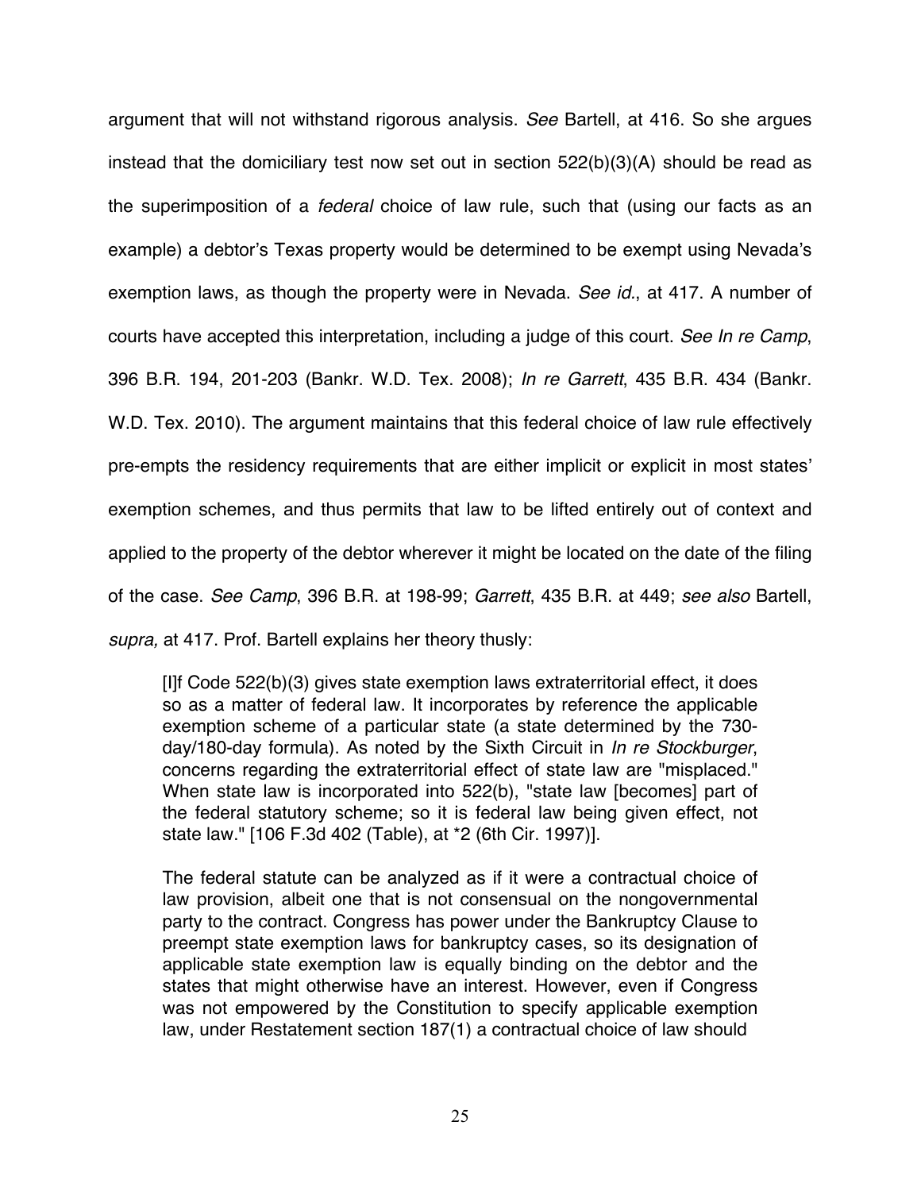argument that will not withstand rigorous analysis. *See* Bartell, at 416. So she argues instead that the domiciliary test now set out in section 522(b)(3)(A) should be read as the superimposition of a *federal* choice of law rule, such that (using our facts as an example) a debtor's Texas property would be determined to be exempt using Nevada's exemption laws, as though the property were in Nevada. *See id.*, at 417. A number of courts have accepted this interpretation, including a judge of this court. *See In re Camp*, 396 B.R. 194, 201-203 (Bankr. W.D. Tex. 2008); *In re Garrett*, 435 B.R. 434 (Bankr. W.D. Tex. 2010). The argument maintains that this federal choice of law rule effectively pre-empts the residency requirements that are either implicit or explicit in most states' exemption schemes, and thus permits that law to be lifted entirely out of context and applied to the property of the debtor wherever it might be located on the date of the filing of the case. *See Camp*, 396 B.R. at 198-99; *Garrett*, 435 B.R. at 449; *see also* Bartell, *supra,* at 417. Prof. Bartell explains her theory thusly:

> [I]f Code 522(b)(3) gives state exemption laws extraterritorial effect, it does so as a matter of federal law. It incorporates by reference the applicable exemption scheme of a particular state (a state determined by the 730-day/180-day formula). As noted by the Sixth Circuit in *In re Stockburger*, concerns regarding the extraterritorial effect of state law are "misplaced." When state law is incorporated into 522(b), "state law [becomes] part of the federal statutory scheme; so it is federal law being given effect, not state law." [106 F.3d 402 (Table), at *2 (6th Cir. 1997)].
>
> The federal statute can be analyzed as if it were a contractual choice of law provision, albeit one that is not consensual on the nongovernmental party to the contract. Congress has power under the Bankruptcy Clause to preempt state exemption laws for bankruptcy cases, so its designation of applicable state exemption law is equally binding on the debtor and the states that might otherwise have an interest. However, even if Congress was not empowered by the Constitution to specify applicable exemption law, under Restatement section 187(1) a contractual choice of law should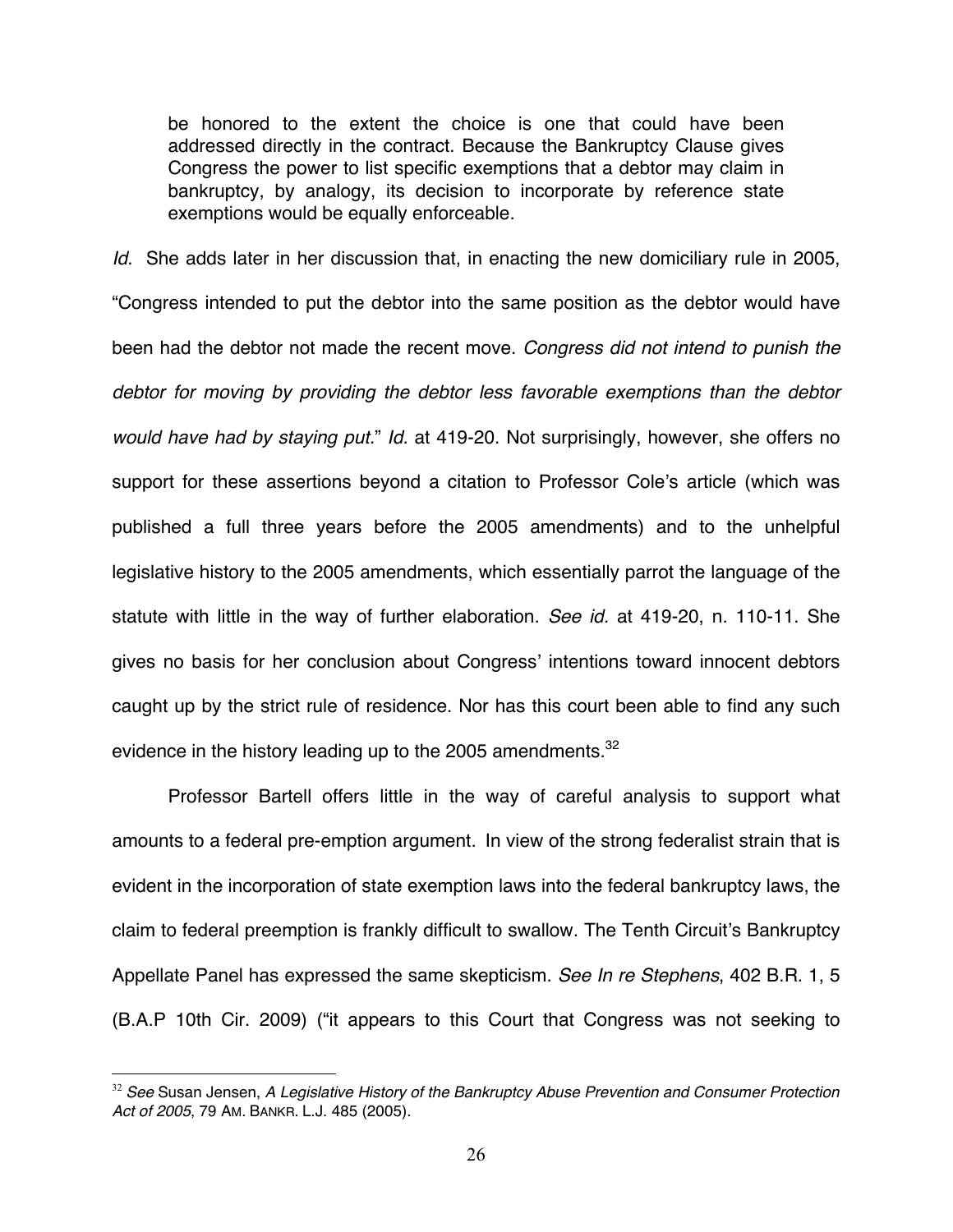> be honored to the extent the choice is one that could have been addressed directly in the contract. Because the Bankruptcy Clause gives Congress the power to list specific exemptions that a debtor may claim in bankruptcy, by analogy, its decision to incorporate by reference state exemptions would be equally enforceable.

*Id*. She adds later in her discussion that, in enacting the new domiciliary rule in 2005, "Congress intended to put the debtor into the same position as the debtor would have been had the debtor not made the recent move. *Congress did not intend to punish the debtor for moving by providing the debtor less favorable exemptions than the debtor would have had by staying put.*" *Id.* at 419-20. Not surprisingly, however, she offers no support for these assertions beyond a citation to Professor Cole's article (which was published a full three years before the 2005 amendments) and to the unhelpful legislative history to the 2005 amendments, which essentially parrot the language of the statute with little in the way of further elaboration. *See id.* at 419-20, n. 110-11. She gives no basis for her conclusion about Congress' intentions toward innocent debtors caught up by the strict rule of residence. Nor has this court been able to find any such evidence in the history leading up to the 2005 amendments.[32]

Professor Bartell offers little in the way of careful analysis to support what amounts to a federal pre-emption argument. In view of the strong federalist strain that is evident in the incorporation of state exemption laws into the federal bankruptcy laws, the claim to federal preemption is frankly difficult to swallow. The Tenth Circuit's Bankruptcy Appellate Panel has expressed the same skepticism. *See In re Stephens*, 402 B.R. 1, 5 (B.A.P 10th Cir. 2009) ("it appears to this Court that Congress was not seeking to

---

[32] *See* Susan Jensen, *A Legislative History of the Bankruptcy Abuse Prevention and Consumer Protection Act of 2005*, 79 AM. BANKR. L.J. 485 (2005).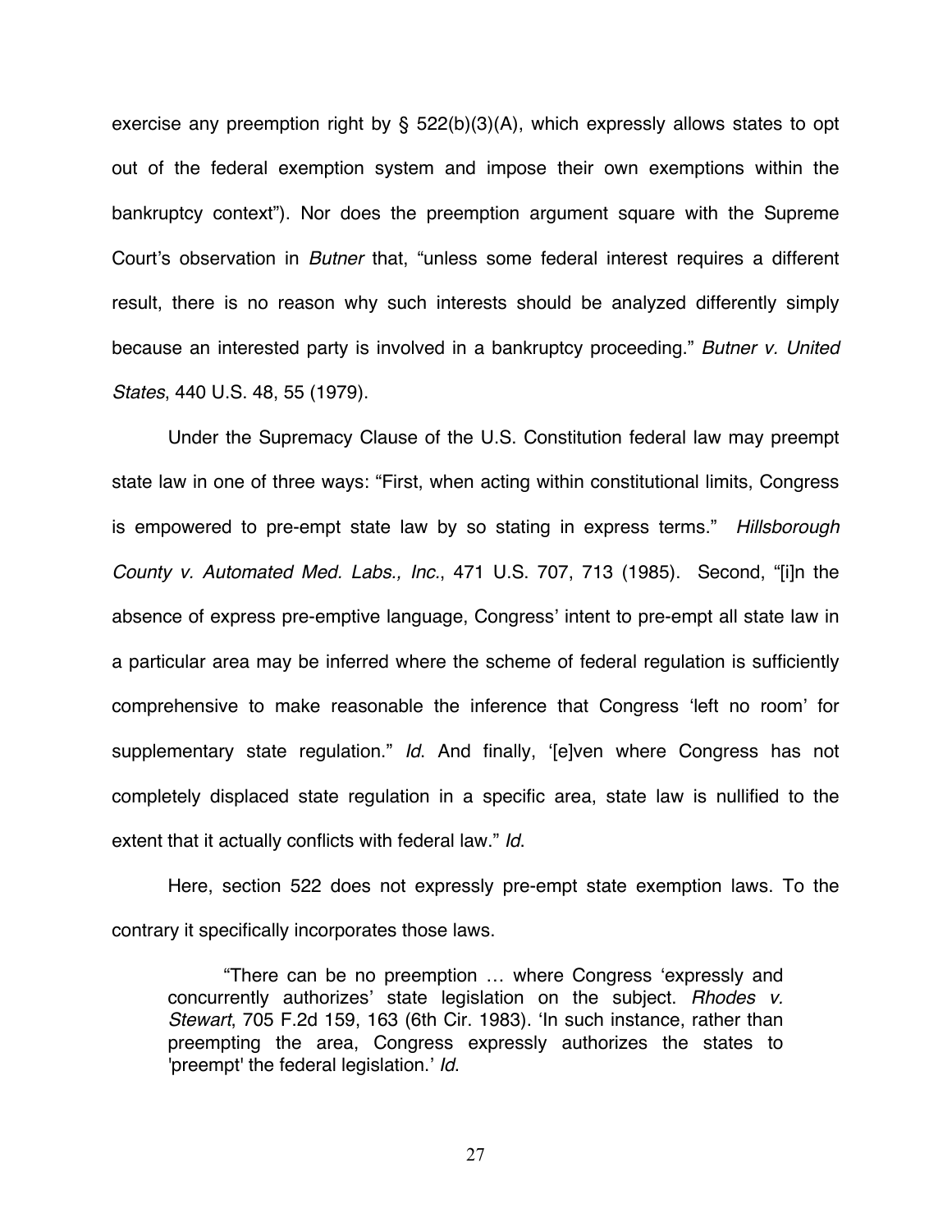exercise any preemption right by § 522(b)(3)(A), which expressly allows states to opt out of the federal exemption system and impose their own exemptions within the bankruptcy context"). Nor does the preemption argument square with the Supreme Court's observation in *Butner* that, "unless some federal interest requires a different result, there is no reason why such interests should be analyzed differently simply because an interested party is involved in a bankruptcy proceeding." *Butner v. United States*, 440 U.S. 48, 55 (1979).

Under the Supremacy Clause of the U.S. Constitution federal law may preempt state law in one of three ways: "First, when acting within constitutional limits, Congress is empowered to pre-empt state law by so stating in express terms." *Hillsborough County v. Automated Med. Labs., Inc.*, 471 U.S. 707, 713 (1985). Second, "[i]n the absence of express pre-emptive language, Congress' intent to pre-empt all state law in a particular area may be inferred where the scheme of federal regulation is sufficiently comprehensive to make reasonable the inference that Congress 'left no room' for supplementary state regulation." *Id.* And finally, '[e]ven where Congress has not completely displaced state regulation in a specific area, state law is nullified to the extent that it actually conflicts with federal law." *Id.*

Here, section 522 does not expressly pre-empt state exemption laws. To the contrary it specifically incorporates those laws.

> "There can be no preemption … where Congress 'expressly and concurrently authorizes' state legislation on the subject. *Rhodes v. Stewart*, 705 F.2d 159, 163 (6th Cir. 1983). 'In such instance, rather than preempting the area, Congress expressly authorizes the states to 'preempt' the federal legislation.' *Id.*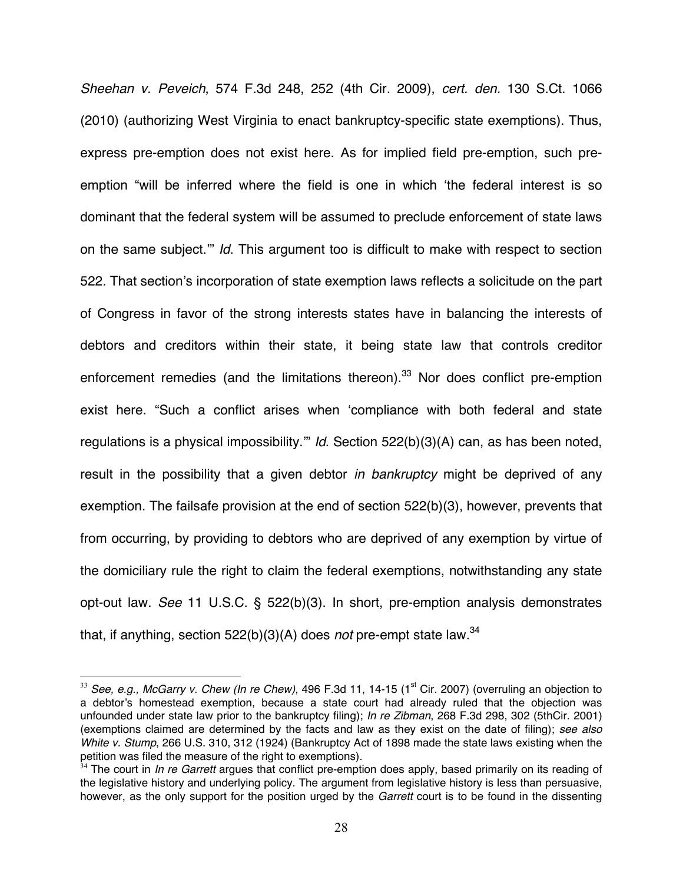*Sheehan v. Peveich*, 574 F.3d 248, 252 (4th Cir. 2009), *cert. den.* 130 S.Ct. 1066 (2010) (authorizing West Virginia to enact bankruptcy-specific state exemptions). Thus, express pre-emption does not exist here. As for implied field pre-emption, such pre-emption "will be inferred where the field is one in which 'the federal interest is so dominant that the federal system will be assumed to preclude enforcement of state laws on the same subject.'" *Id*. This argument too is difficult to make with respect to section 522. That section's incorporation of state exemption laws reflects a solicitude on the part of Congress in favor of the strong interests states have in balancing the interests of debtors and creditors within their state, it being state law that controls creditor enforcement remedies (and the limitations thereon).[33] Nor does conflict pre-emption exist here. "Such a conflict arises when 'compliance with both federal and state regulations is a physical impossibility.'" *Id*. Section 522(b)(3)(A) can, as has been noted, result in the possibility that a given debtor *in bankruptcy* might be deprived of any exemption. The failsafe provision at the end of section 522(b)(3), however, prevents that from occurring, by providing to debtors who are deprived of any exemption by virtue of the domiciliary rule the right to claim the federal exemptions, notwithstanding any state opt-out law. *See* 11 U.S.C. § 522(b)(3). In short, pre-emption analysis demonstrates that, if anything, section 522(b)(3)(A) does *not* pre-empt state law.[34]

---

[33] *See, e.g., McGarry v. Chew (In re Chew)*, 496 F.3d 11, 14-15 (1st Cir. 2007) (overruling an objection to a debtor's homestead exemption, because a state court had already ruled that the objection was unfounded under state law prior to the bankruptcy filing); *In re Zibman*, 268 F.3d 298, 302 (5thCir. 2001) (exemptions claimed are determined by the facts and law as they exist on the date of filing); *see also White v. Stump*, 266 U.S. 310, 312 (1924) (Bankruptcy Act of 1898 made the state laws existing when the petition was filed the measure of the right to exemptions).

[34] The court in *In re Garrett* argues that conflict pre-emption does apply, based primarily on its reading of the legislative history and underlying policy. The argument from legislative history is less than persuasive, however, as the only support for the position urged by the *Garrett* court is to be found in the dissenting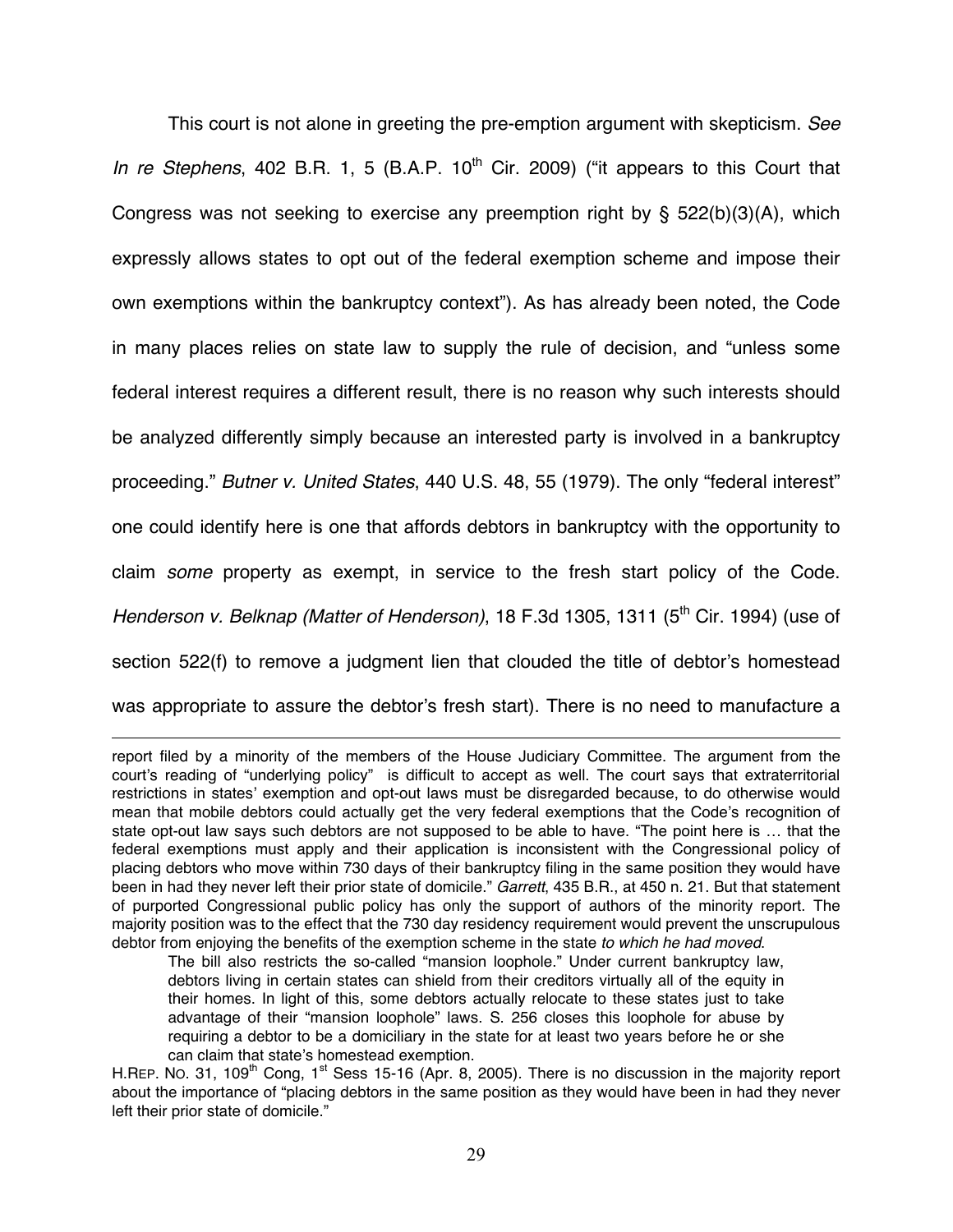This court is not alone in greeting the pre-emption argument with skepticism. *See In re Stephens*, 402 B.R. 1, 5 (B.A.P. 10th Cir. 2009) ("it appears to this Court that Congress was not seeking to exercise any preemption right by § 522(b)(3)(A), which expressly allows states to opt out of the federal exemption scheme and impose their own exemptions within the bankruptcy context"). As has already been noted, the Code in many places relies on state law to supply the rule of decision, and "unless some federal interest requires a different result, there is no reason why such interests should be analyzed differently simply because an interested party is involved in a bankruptcy proceeding." *Butner v. United States*, 440 U.S. 48, 55 (1979). The only "federal interest" one could identify here is one that affords debtors in bankruptcy with the opportunity to claim *some* property as exempt, in service to the fresh start policy of the Code. *Henderson v. Belknap (Matter of Henderson)*, 18 F.3d 1305, 1311 (5th Cir. 1994) (use of section 522(f) to remove a judgment lien that clouded the title of debtor's homestead was appropriate to assure the debtor's fresh start). There is no need to manufacture a

---

report filed by a minority of the members of the House Judiciary Committee. The argument from the court's reading of "underlying policy" is difficult to accept as well. The court says that extraterritorial restrictions in states' exemption and opt-out laws must be disregarded because, to do otherwise would mean that mobile debtors could actually get the very federal exemptions that the Code's recognition of state opt-out law says such debtors are not supposed to be able to have. "The point here is … that the federal exemptions must apply and their application is inconsistent with the Congressional policy of placing debtors who move within 730 days of their bankruptcy filing in the same position they would have been in had they never left their prior state of domicile." *Garrett*, 435 B.R., at 450 n. 21. But that statement of purported Congressional public policy has only the support of authors of the minority report. The majority position was to the effect that the 730 day residency requirement would prevent the unscrupulous debtor from enjoying the benefits of the exemption scheme in the state *to which he had moved*.

> The bill also restricts the so-called "mansion loophole." Under current bankruptcy law, debtors living in certain states can shield from their creditors virtually all of the equity in their homes. In light of this, some debtors actually relocate to these states just to take advantage of their "mansion loophole" laws. S. 256 closes this loophole for abuse by requiring a debtor to be a domiciliary in the state for at least two years before he or she can claim that state's homestead exemption.

H.REP. NO. 31, 109th Cong, 1st Sess 15-16 (Apr. 8, 2005). There is no discussion in the majority report about the importance of "placing debtors in the same position as they would have been in had they never left their prior state of domicile."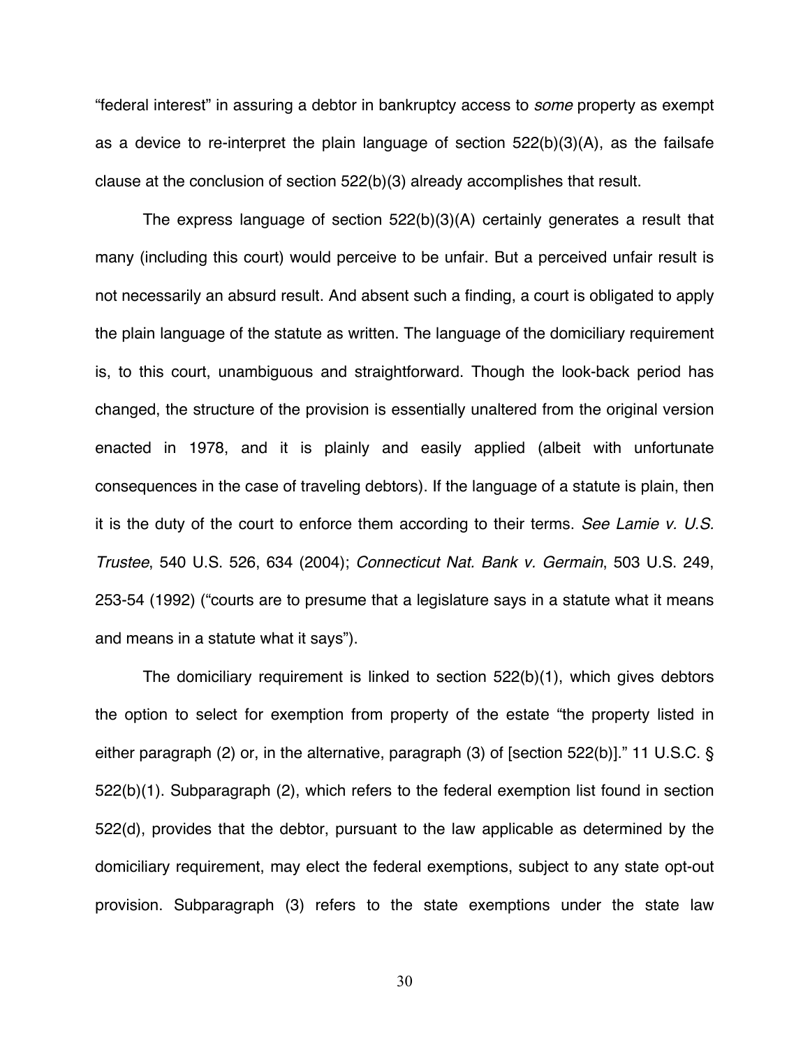"federal interest" in assuring a debtor in bankruptcy access to *some* property as exempt as a device to re-interpret the plain language of section 522(b)(3)(A), as the failsafe clause at the conclusion of section 522(b)(3) already accomplishes that result.

The express language of section 522(b)(3)(A) certainly generates a result that many (including this court) would perceive to be unfair. But a perceived unfair result is not necessarily an absurd result. And absent such a finding, a court is obligated to apply the plain language of the statute as written. The language of the domiciliary requirement is, to this court, unambiguous and straightforward. Though the look-back period has changed, the structure of the provision is essentially unaltered from the original version enacted in 1978, and it is plainly and easily applied (albeit with unfortunate consequences in the case of traveling debtors). If the language of a statute is plain, then it is the duty of the court to enforce them according to their terms. *See Lamie v. U.S. Trustee*, 540 U.S. 526, 634 (2004); *Connecticut Nat. Bank v. Germain*, 503 U.S. 249, 253-54 (1992) ("courts are to presume that a legislature says in a statute what it means and means in a statute what it says").

The domiciliary requirement is linked to section 522(b)(1), which gives debtors the option to select for exemption from property of the estate "the property listed in either paragraph (2) or, in the alternative, paragraph (3) of [section 522(b)]." 11 U.S.C. § 522(b)(1). Subparagraph (2), which refers to the federal exemption list found in section 522(d), provides that the debtor, pursuant to the law applicable as determined by the domiciliary requirement, may elect the federal exemptions, subject to any state opt-out provision. Subparagraph (3) refers to the state exemptions under the state law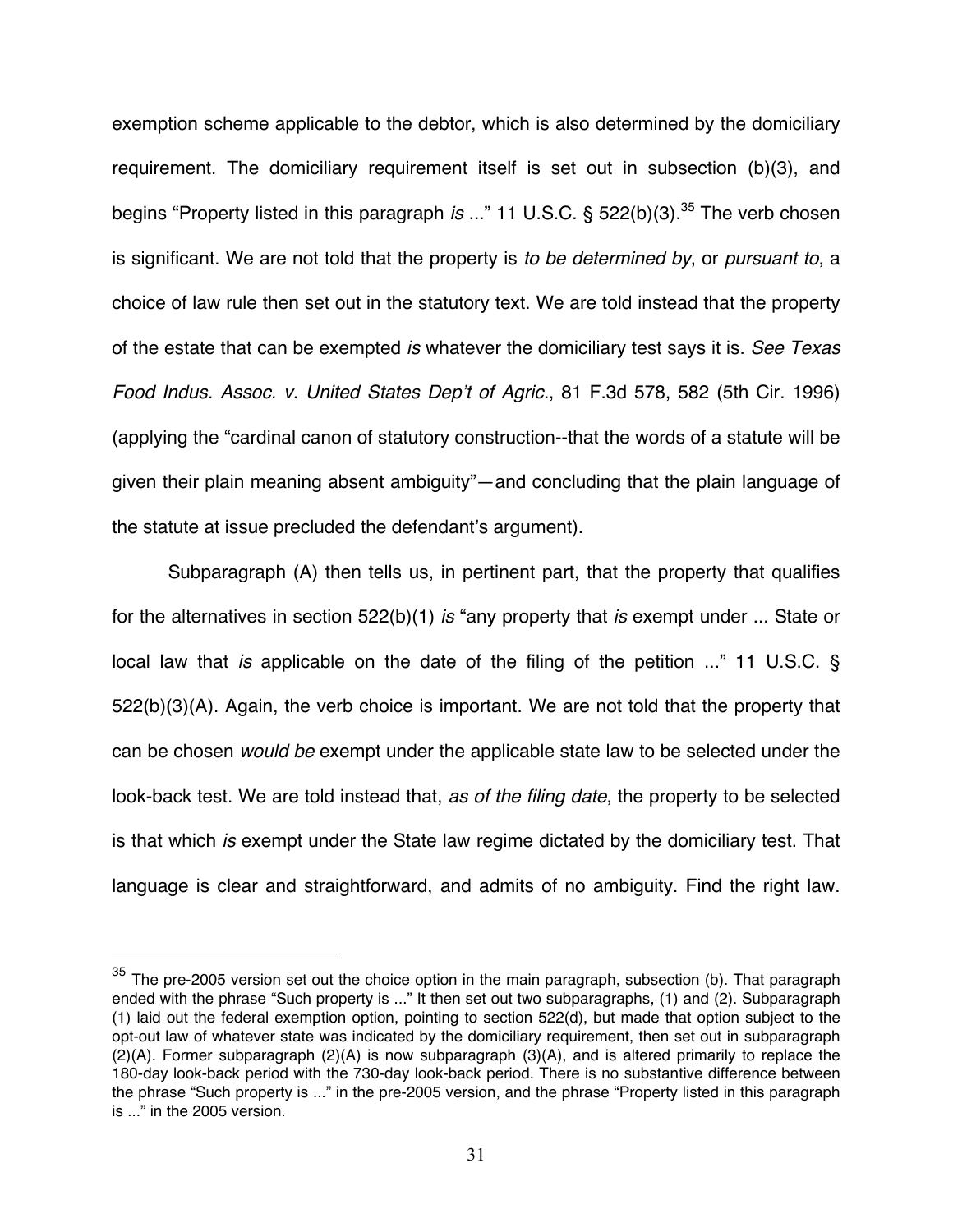exemption scheme applicable to the debtor, which is also determined by the domiciliary requirement. The domiciliary requirement itself is set out in subsection (b)(3), and begins "Property listed in this paragraph *is* ..." 11 U.S.C. § 522(b)(3).[35] The verb chosen is significant. We are not told that the property is *to be determined by*, or *pursuant to*, a choice of law rule then set out in the statutory text. We are told instead that the property of the estate that can be exempted *is* whatever the domiciliary test says it is. *See Texas Food Indus. Assoc. v. United States Dep't of Agric.*, 81 F.3d 578, 582 (5th Cir. 1996) (applying the "cardinal canon of statutory construction--that the words of a statute will be given their plain meaning absent ambiguity"—and concluding that the plain language of the statute at issue precluded the defendant's argument).

Subparagraph (A) then tells us, in pertinent part, that the property that qualifies for the alternatives in section 522(b)(1) *is* "any property that *is* exempt under ... State or local law that *is* applicable on the date of the filing of the petition ..." 11 U.S.C. § 522(b)(3)(A). Again, the verb choice is important. We are not told that the property that can be chosen *would be* exempt under the applicable state law to be selected under the look-back test. We are told instead that, *as of the filing date*, the property to be selected is that which *is* exempt under the State law regime dictated by the domiciliary test. That language is clear and straightforward, and admits of no ambiguity. Find the right law.

---

[35] The pre-2005 version set out the choice option in the main paragraph, subsection (b). That paragraph ended with the phrase "Such property is ..." It then set out two subparagraphs, (1) and (2). Subparagraph (1) laid out the federal exemption option, pointing to section 522(d), but made that option subject to the opt-out law of whatever state was indicated by the domiciliary requirement, then set out in subparagraph (2)(A). Former subparagraph (2)(A) is now subparagraph (3)(A), and is altered primarily to replace the 180-day look-back period with the 730-day look-back period. There is no substantive difference between the phrase "Such property is ..." in the pre-2005 version, and the phrase "Property listed in this paragraph is ..." in the 2005 version.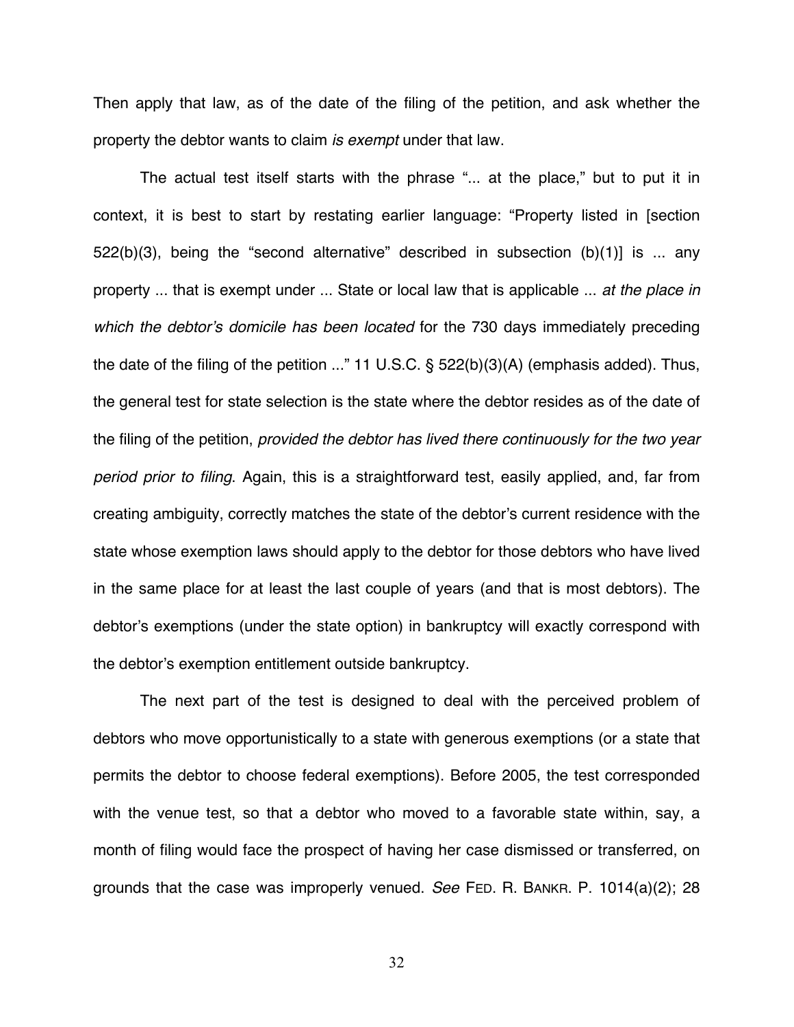Then apply that law, as of the date of the filing of the petition, and ask whether the property the debtor wants to claim *is exempt* under that law.

The actual test itself starts with the phrase "... at the place," but to put it in context, it is best to start by restating earlier language: "Property listed in [section 522(b)(3), being the "second alternative" described in subsection (b)(1)] is ... any property ... that is exempt under ... State or local law that is applicable ... *at the place in which the debtor's domicile has been located* for the 730 days immediately preceding the date of the filing of the petition ..." 11 U.S.C. § 522(b)(3)(A) (emphasis added). Thus, the general test for state selection is the state where the debtor resides as of the date of the filing of the petition, *provided the debtor has lived there continuously for the two year period prior to filing*. Again, this is a straightforward test, easily applied, and, far from creating ambiguity, correctly matches the state of the debtor's current residence with the state whose exemption laws should apply to the debtor for those debtors who have lived in the same place for at least the last couple of years (and that is most debtors). The debtor's exemptions (under the state option) in bankruptcy will exactly correspond with the debtor's exemption entitlement outside bankruptcy.

The next part of the test is designed to deal with the perceived problem of debtors who move opportunistically to a state with generous exemptions (or a state that permits the debtor to choose federal exemptions). Before 2005, the test corresponded with the venue test, so that a debtor who moved to a favorable state within, say, a month of filing would face the prospect of having her case dismissed or transferred, on grounds that the case was improperly venued. *See* FED. R. BANKR. P. 1014(a)(2); 28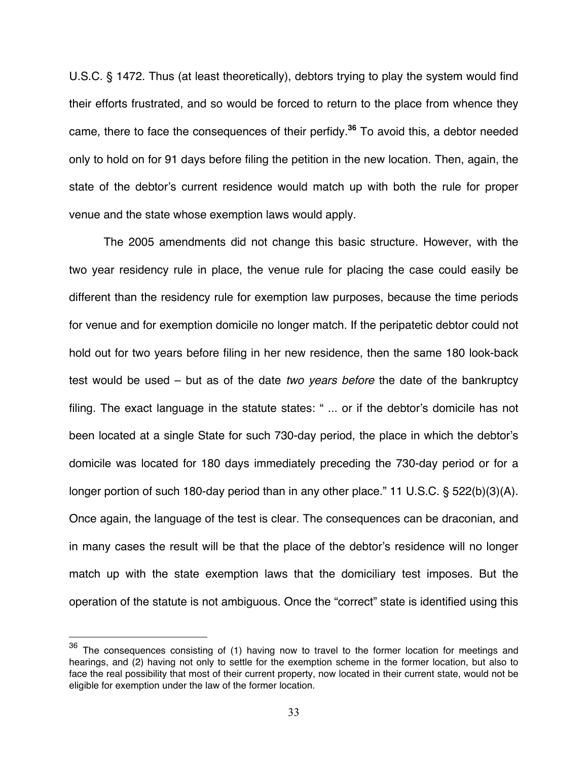U.S.C. § 1472. Thus (at least theoretically), debtors trying to play the system would find their efforts frustrated, and so would be forced to return to the place from whence they came, there to face the consequences of their perfidy.[36] To avoid this, a debtor needed only to hold on for 91 days before filing the petition in the new location. Then, again, the state of the debtor's current residence would match up with both the rule for proper venue and the state whose exemption laws would apply.

The 2005 amendments did not change this basic structure. However, with the two year residency rule in place, the venue rule for placing the case could easily be different than the residency rule for exemption law purposes, because the time periods for venue and for exemption domicile no longer match. If the peripatetic debtor could not hold out for two years before filing in her new residence, then the same 180 look-back test would be used – but as of the date *two years before* the date of the bankruptcy filing. The exact language in the statute states: " ... or if the debtor's domicile has not been located at a single State for such 730-day period, the place in which the debtor's domicile was located for 180 days immediately preceding the 730-day period or for a longer portion of such 180-day period than in any other place." 11 U.S.C. § 522(b)(3)(A). Once again, the language of the test is clear. The consequences can be draconian, and in many cases the result will be that the place of the debtor's residence will no longer match up with the state exemption laws that the domiciliary test imposes. But the operation of the statute is not ambiguous. Once the "correct" state is identified using this

---

[36] The consequences consisting of (1) having now to travel to the former location for meetings and hearings, and (2) having not only to settle for the exemption scheme in the former location, but also to face the real possibility that most of their current property, now located in their current state, would not be eligible for exemption under the law of the former location.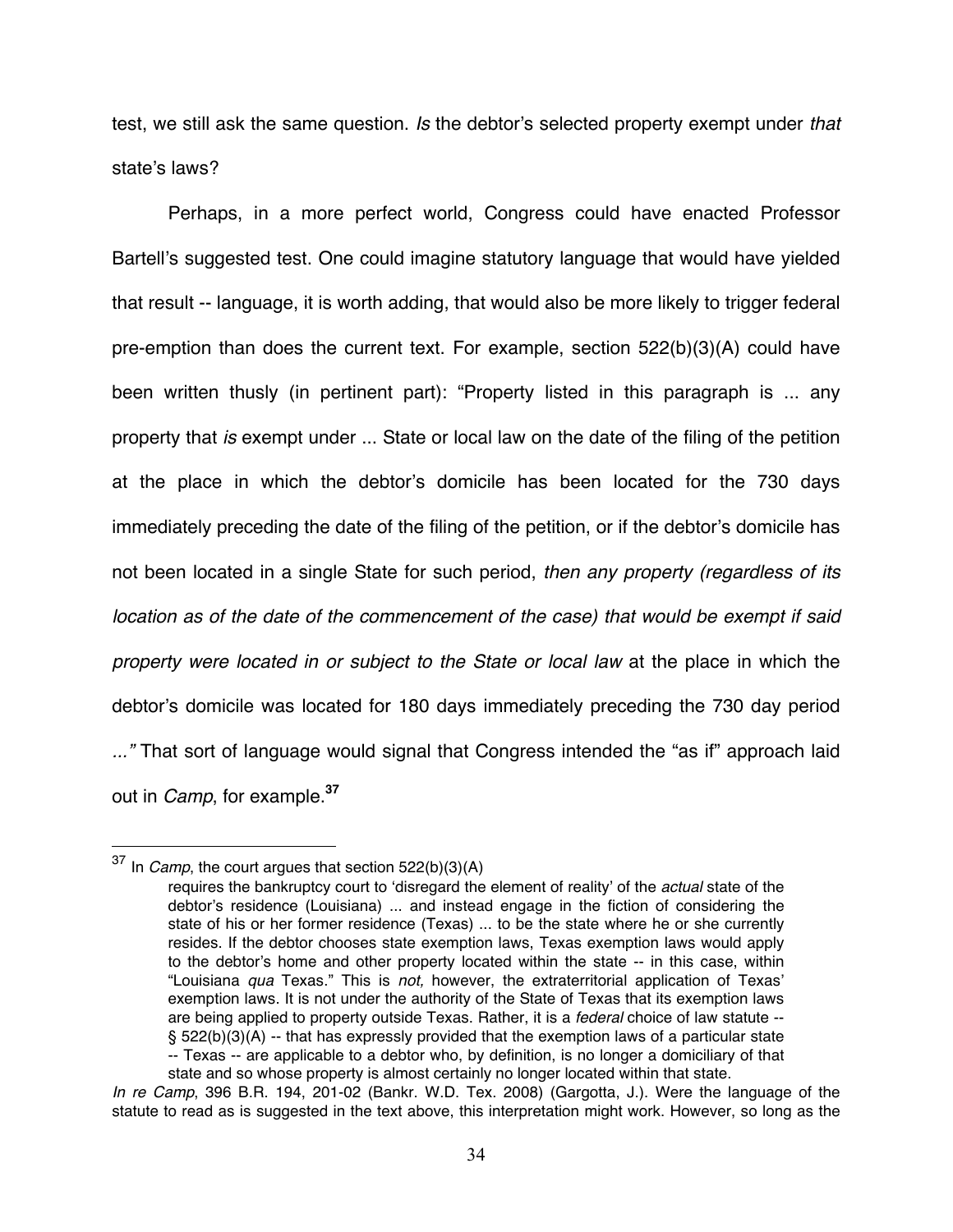test, we still ask the same question. *Is* the debtor's selected property exempt under *that* state's laws?

Perhaps, in a more perfect world, Congress could have enacted Professor Bartell's suggested test. One could imagine statutory language that would have yielded that result -- language, it is worth adding, that would also be more likely to trigger federal pre-emption than does the current text. For example, section 522(b)(3)(A) could have been written thusly (in pertinent part): "Property listed in this paragraph is ... any property that *is* exempt under ... State or local law on the date of the filing of the petition at the place in which the debtor's domicile has been located for the 730 days immediately preceding the date of the filing of the petition, or if the debtor's domicile has not been located in a single State for such period, *then any property (regardless of its location as of the date of the commencement of the case) that would be exempt if said property were located in or subject to the State or local law* at the place in which the debtor's domicile was located for 180 days immediately preceding the 730 day period *...*" That sort of language would signal that Congress intended the "as if" approach laid out in *Camp*, for example.[37]

---

[37] In *Camp*, the court argues that section 522(b)(3)(A)

> requires the bankruptcy court to 'disregard the element of reality' of the *actual* state of the debtor's residence (Louisiana) ... and instead engage in the fiction of considering the state of his or her former residence (Texas) ... to be the state where he or she currently resides. If the debtor chooses state exemption laws, Texas exemption laws would apply to the debtor's home and other property located within the state -- in this case, within "Louisiana *qua* Texas." This is *not,* however, the extraterritorial application of Texas' exemption laws. It is not under the authority of the State of Texas that its exemption laws are being applied to property outside Texas. Rather, it is a *federal* choice of law statute -- § 522(b)(3)(A) -- that has expressly provided that the exemption laws of a particular state -- Texas -- are applicable to a debtor who, by definition, is no longer a domiciliary of that state and so whose property is almost certainly no longer located within that state.

*In re Camp*, 396 B.R. 194, 201-02 (Bankr. W.D. Tex. 2008) (Gargotta, J.). Were the language of the statute to read as is suggested in the text above, this interpretation might work. However, so long as the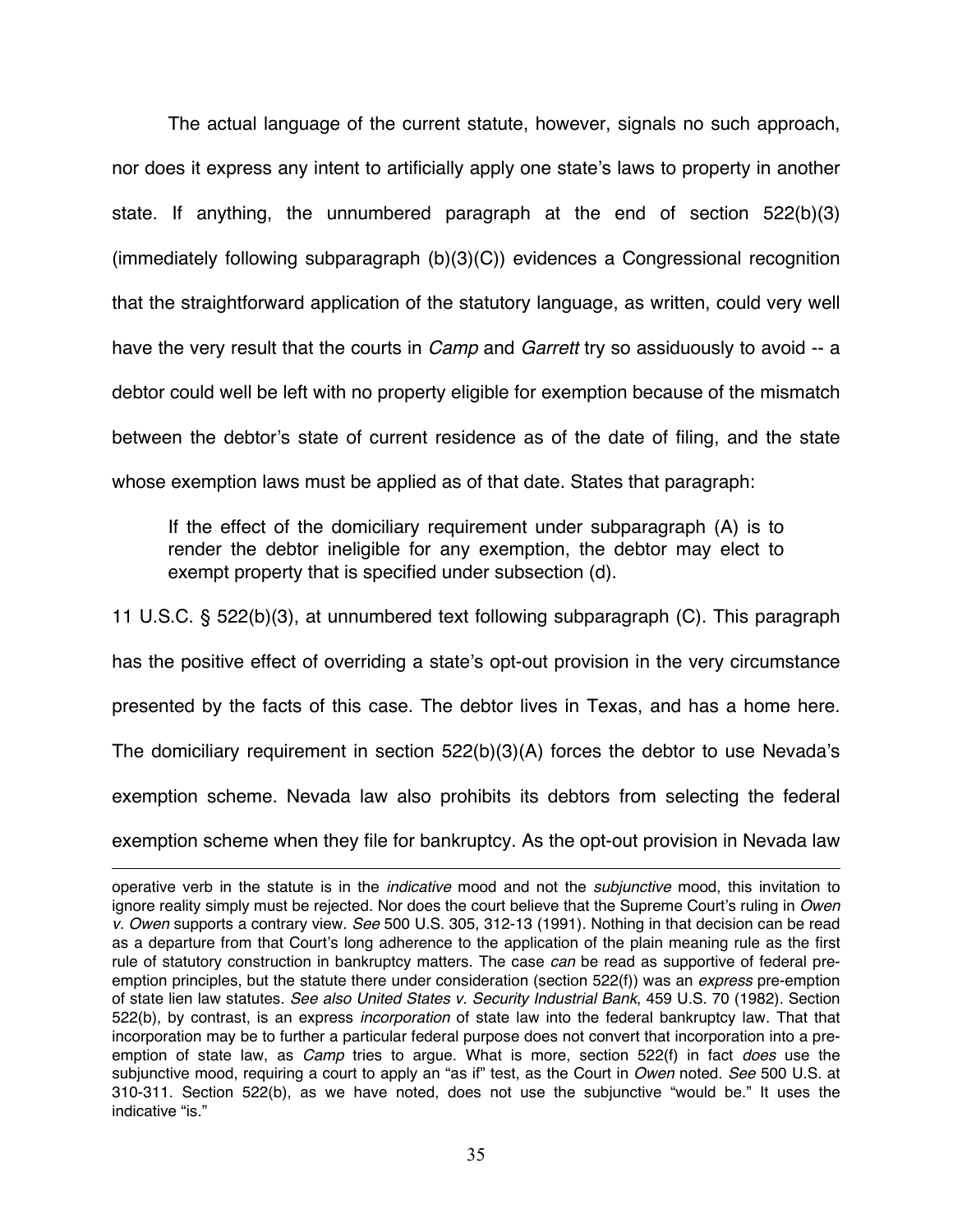The actual language of the current statute, however, signals no such approach, nor does it express any intent to artificially apply one state's laws to property in another state. If anything, the unnumbered paragraph at the end of section 522(b)(3) (immediately following subparagraph (b)(3)(C)) evidences a Congressional recognition that the straightforward application of the statutory language, as written, could very well have the very result that the courts in *Camp* and *Garrett* try so assiduously to avoid -- a debtor could well be left with no property eligible for exemption because of the mismatch between the debtor's state of current residence as of the date of filing, and the state whose exemption laws must be applied as of that date. States that paragraph:

> If the effect of the domiciliary requirement under subparagraph (A) is to render the debtor ineligible for any exemption, the debtor may elect to exempt property that is specified under subsection (d).

11 U.S.C. § 522(b)(3), at unnumbered text following subparagraph (C). This paragraph has the positive effect of overriding a state's opt-out provision in the very circumstance presented by the facts of this case. The debtor lives in Texas, and has a home here. The domiciliary requirement in section 522(b)(3)(A) forces the debtor to use Nevada's exemption scheme. Nevada law also prohibits its debtors from selecting the federal exemption scheme when they file for bankruptcy. As the opt-out provision in Nevada law

---

operative verb in the statute is in the *indicative* mood and not the *subjunctive* mood, this invitation to ignore reality simply must be rejected. Nor does the court believe that the Supreme Court's ruling in *Owen v. Owen* supports a contrary view. *See* 500 U.S. 305, 312-13 (1991). Nothing in that decision can be read as a departure from that Court's long adherence to the application of the plain meaning rule as the first rule of statutory construction in bankruptcy matters. The case *can* be read as supportive of federal pre-emption principles, but the statute there under consideration (section 522(f)) was an *express* pre-emption of state lien law statutes. *See also United States v. Security Industrial Bank*, 459 U.S. 70 (1982). Section 522(b), by contrast, is an express *incorporation* of state law into the federal bankruptcy law. That that incorporation may be to further a particular federal purpose does not convert that incorporation into a pre-emption of state law, as *Camp* tries to argue. What is more, section 522(f) in fact *does* use the subjunctive mood, requiring a court to apply an "as if" test, as the Court in *Owen* noted. *See* 500 U.S. at 310-311. Section 522(b), as we have noted, does not use the subjunctive "would be." It uses the indicative "is."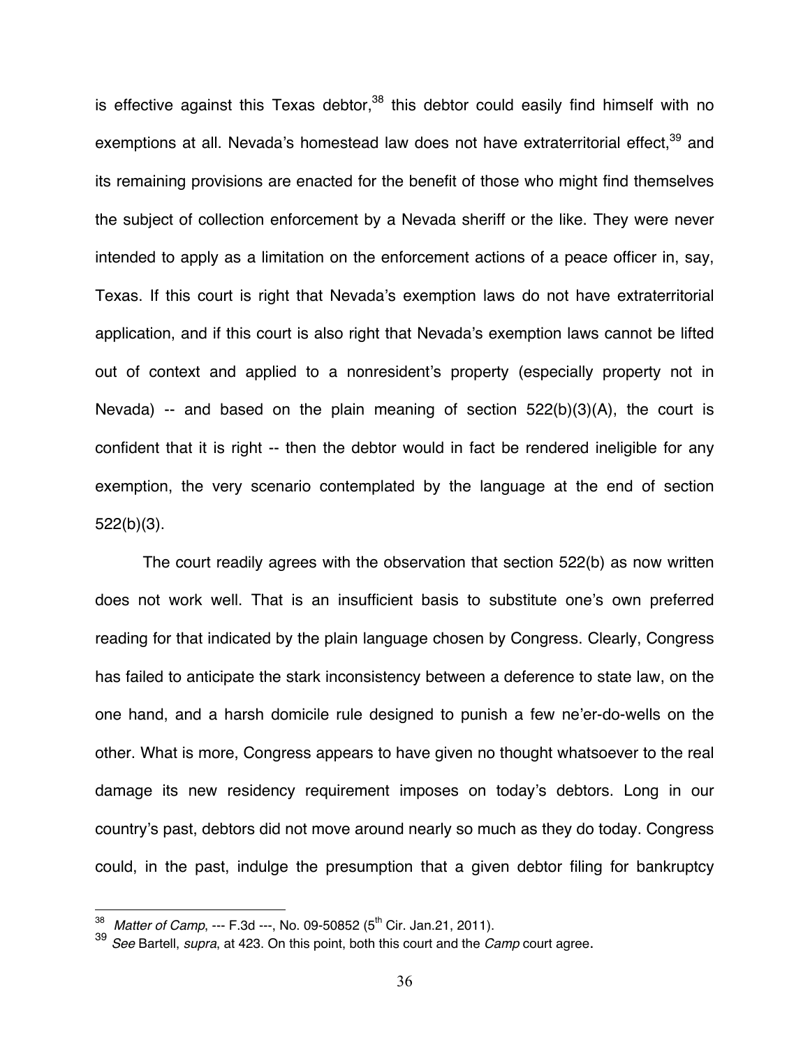is effective against this Texas debtor,[38] this debtor could easily find himself with no exemptions at all. Nevada's homestead law does not have extraterritorial effect,[39] and its remaining provisions are enacted for the benefit of those who might find themselves the subject of collection enforcement by a Nevada sheriff or the like. They were never intended to apply as a limitation on the enforcement actions of a peace officer in, say, Texas. If this court is right that Nevada's exemption laws do not have extraterritorial application, and if this court is also right that Nevada's exemption laws cannot be lifted out of context and applied to a nonresident's property (especially property not in Nevada) -- and based on the plain meaning of section 522(b)(3)(A), the court is confident that it is right -- then the debtor would in fact be rendered ineligible for any exemption, the very scenario contemplated by the language at the end of section 522(b)(3).

The court readily agrees with the observation that section 522(b) as now written does not work well. That is an insufficient basis to substitute one's own preferred reading for that indicated by the plain language chosen by Congress. Clearly, Congress has failed to anticipate the stark inconsistency between a deference to state law, on the one hand, and a harsh domicile rule designed to punish a few ne'er-do-wells on the other. What is more, Congress appears to have given no thought whatsoever to the real damage its new residency requirement imposes on today's debtors. Long in our country's past, debtors did not move around nearly so much as they do today. Congress could, in the past, indulge the presumption that a given debtor filing for bankruptcy

---

[38] *Matter of Camp*, --- F.3d ---, No. 09-50852 (5th Cir. Jan.21, 2011).

[39] *See* Bartell, *supra*, at 423. On this point, both this court and the *Camp* court agree.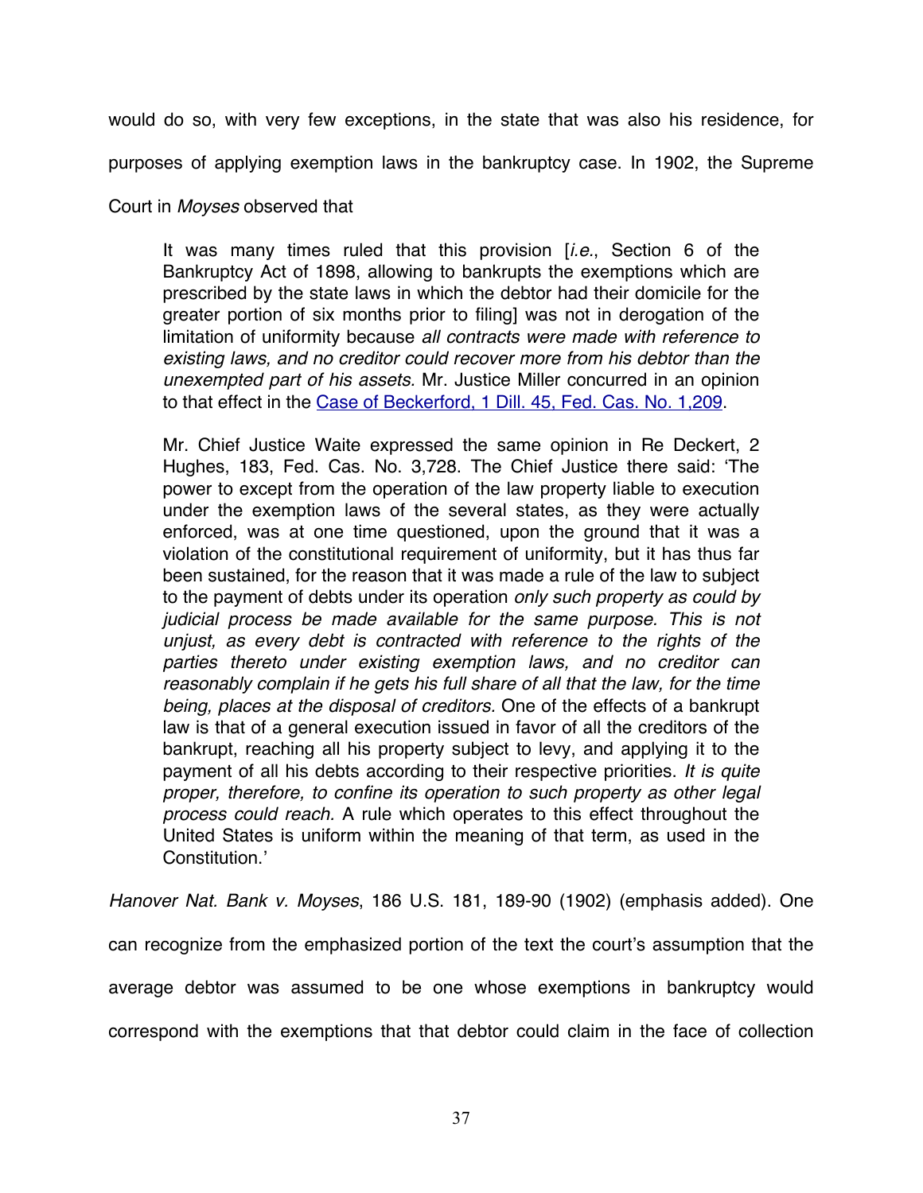would do so, with very few exceptions, in the state that was also his residence, for purposes of applying exemption laws in the bankruptcy case. In 1902, the Supreme Court in *Moyses* observed that

> It was many times ruled that this provision [*i.e.*, Section 6 of the Bankruptcy Act of 1898, allowing to bankrupts the exemptions which are prescribed by the state laws in which the debtor had their domicile for the greater portion of six months prior to filing] was not in derogation of the limitation of uniformity because *all contracts were made with reference to existing laws, and no creditor could recover more from his debtor than the unexempted part of his assets.* Mr. Justice Miller concurred in an opinion to that effect in the Case of Beckerford, 1 Dill. 45, Fed. Cas. No. 1,209.
>
> Mr. Chief Justice Waite expressed the same opinion in Re Deckert, 2 Hughes, 183, Fed. Cas. No. 3,728. The Chief Justice there said: 'The power to except from the operation of the law property liable to execution under the exemption laws of the several states, as they were actually enforced, was at one time questioned, upon the ground that it was a violation of the constitutional requirement of uniformity, but it has thus far been sustained, for the reason that it was made a rule of the law to subject to the payment of debts under its operation *only such property as could by judicial process be made available for the same purpose. This is not unjust, as every debt is contracted with reference to the rights of the parties thereto under existing exemption laws, and no creditor can reasonably complain if he gets his full share of all that the law, for the time being, places at the disposal of creditors.* One of the effects of a bankrupt law is that of a general execution issued in favor of all the creditors of the bankrupt, reaching all his property subject to levy, and applying it to the payment of all his debts according to their respective priorities. *It is quite proper, therefore, to confine its operation to such property as other legal process could reach.* A rule which operates to this effect throughout the United States is uniform within the meaning of that term, as used in the Constitution.'

*Hanover Nat. Bank v. Moyses*, 186 U.S. 181, 189-90 (1902) (emphasis added). One can recognize from the emphasized portion of the text the court's assumption that the average debtor was assumed to be one whose exemptions in bankruptcy would correspond with the exemptions that that debtor could claim in the face of collection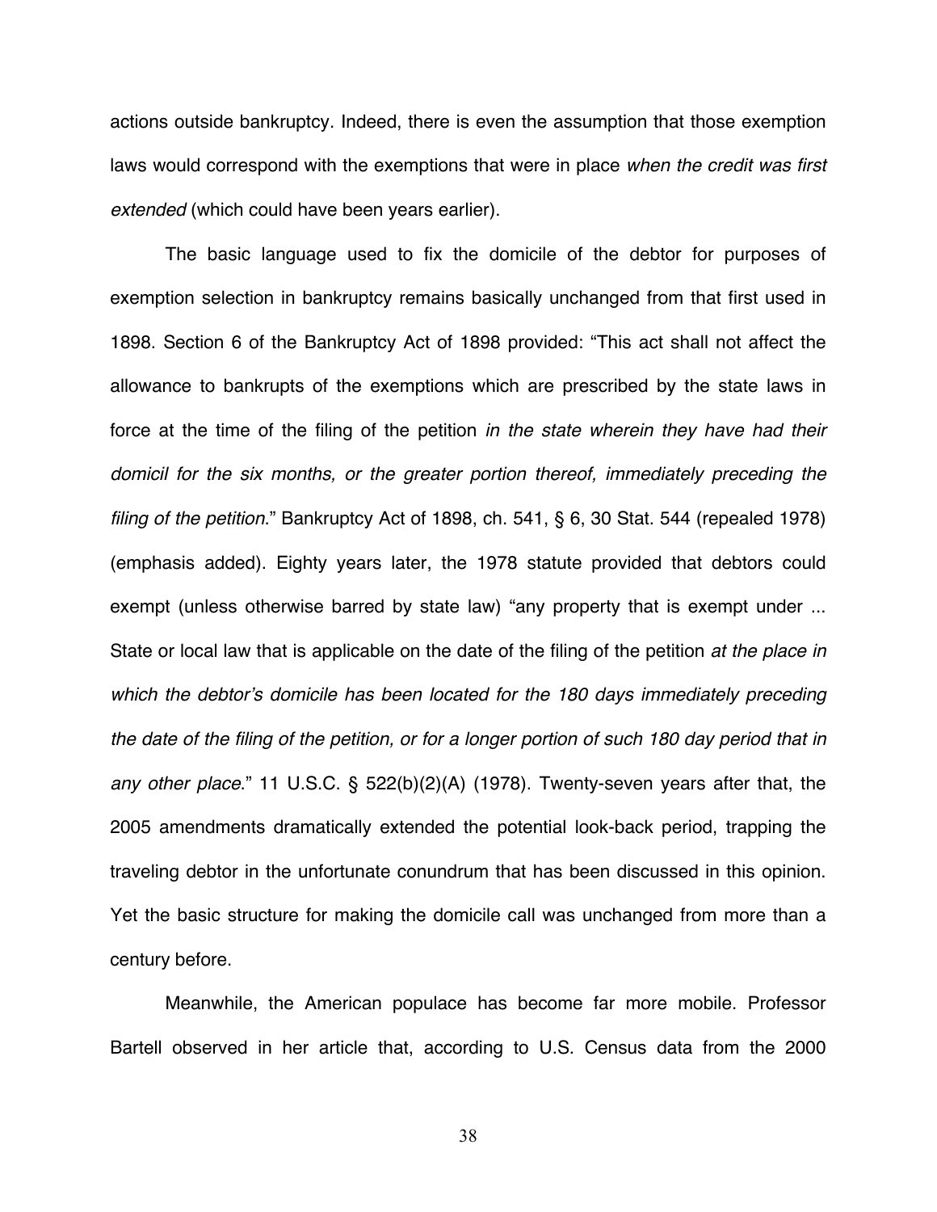actions outside bankruptcy. Indeed, there is even the assumption that those exemption laws would correspond with the exemptions that were in place *when the credit was first extended* (which could have been years earlier).

The basic language used to fix the domicile of the debtor for purposes of exemption selection in bankruptcy remains basically unchanged from that first used in 1898. Section 6 of the Bankruptcy Act of 1898 provided: "This act shall not affect the allowance to bankrupts of the exemptions which are prescribed by the state laws in force at the time of the filing of the petition *in the state wherein they have had their domicil for the six months, or the greater portion thereof, immediately preceding the filing of the petition*." Bankruptcy Act of 1898, ch. 541, § 6, 30 Stat. 544 (repealed 1978) (emphasis added). Eighty years later, the 1978 statute provided that debtors could exempt (unless otherwise barred by state law) "any property that is exempt under ... State or local law that is applicable on the date of the filing of the petition *at the place in which the debtor's domicile has been located for the 180 days immediately preceding the date of the filing of the petition, or for a longer portion of such 180 day period that in any other place*." 11 U.S.C. § 522(b)(2)(A) (1978). Twenty-seven years after that, the 2005 amendments dramatically extended the potential look-back period, trapping the traveling debtor in the unfortunate conundrum that has been discussed in this opinion. Yet the basic structure for making the domicile call was unchanged from more than a century before.

Meanwhile, the American populace has become far more mobile. Professor Bartell observed in her article that, according to U.S. Census data from the 2000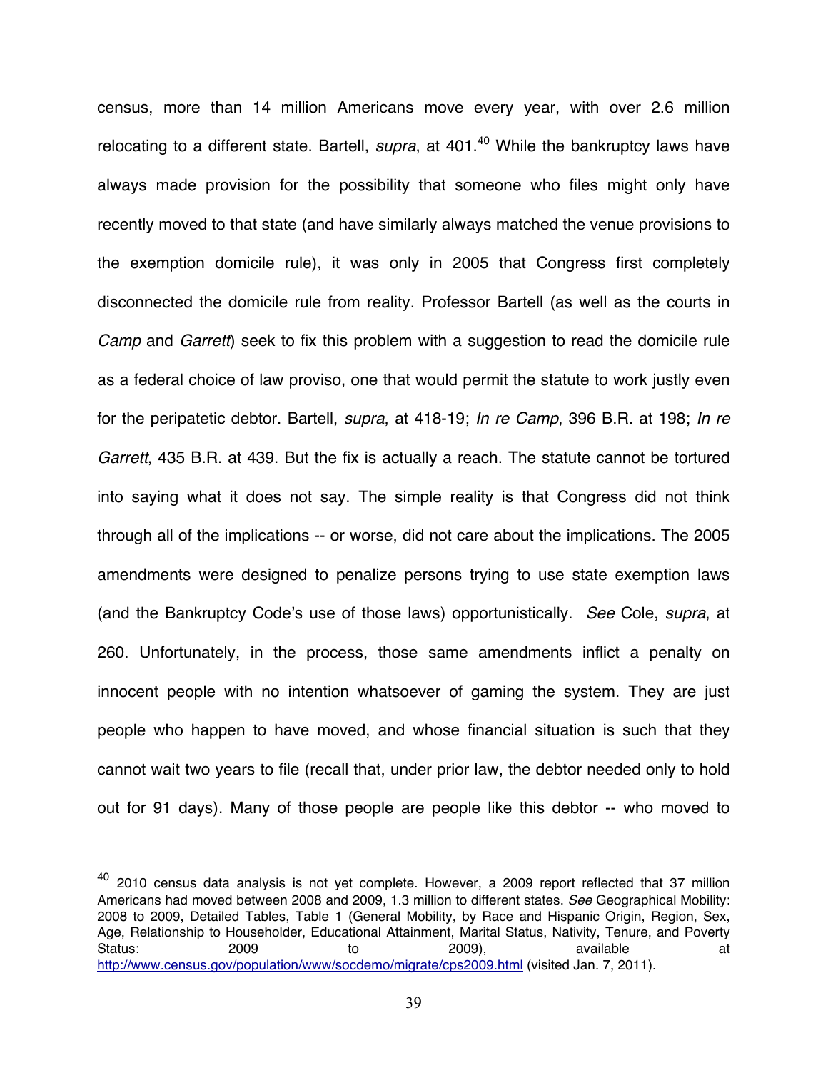census, more than 14 million Americans move every year, with over 2.6 million relocating to a different state. Bartell, *supra*, at 401.[40] While the bankruptcy laws have always made provision for the possibility that someone who files might only have recently moved to that state (and have similarly always matched the venue provisions to the exemption domicile rule), it was only in 2005 that Congress first completely disconnected the domicile rule from reality. Professor Bartell (as well as the courts in *Camp* and *Garrett*) seek to fix this problem with a suggestion to read the domicile rule as a federal choice of law proviso, one that would permit the statute to work justly even for the peripatetic debtor. Bartell, *supra*, at 418-19; *In re Camp*, 396 B.R. at 198; *In re Garrett*, 435 B.R. at 439. But the fix is actually a reach. The statute cannot be tortured into saying what it does not say. The simple reality is that Congress did not think through all of the implications -- or worse, did not care about the implications. The 2005 amendments were designed to penalize persons trying to use state exemption laws (and the Bankruptcy Code's use of those laws) opportunistically. *See* Cole, *supra*, at 260. Unfortunately, in the process, those same amendments inflict a penalty on innocent people with no intention whatsoever of gaming the system. They are just people who happen to have moved, and whose financial situation is such that they cannot wait two years to file (recall that, under prior law, the debtor needed only to hold out for 91 days). Many of those people are people like this debtor -- who moved to

---

[40] 2010 census data analysis is not yet complete. However, a 2009 report reflected that 37 million Americans had moved between 2008 and 2009, 1.3 million to different states. *See* Geographical Mobility: 2008 to 2009, Detailed Tables, Table 1 (General Mobility, by Race and Hispanic Origin, Region, Sex, Age, Relationship to Householder, Educational Attainment, Marital Status, Nativity, Tenure, and Poverty Status: 2009 to 2009), available at http://www.census.gov/population/www/socdemo/migrate/cps2009.html (visited Jan. 7, 2011).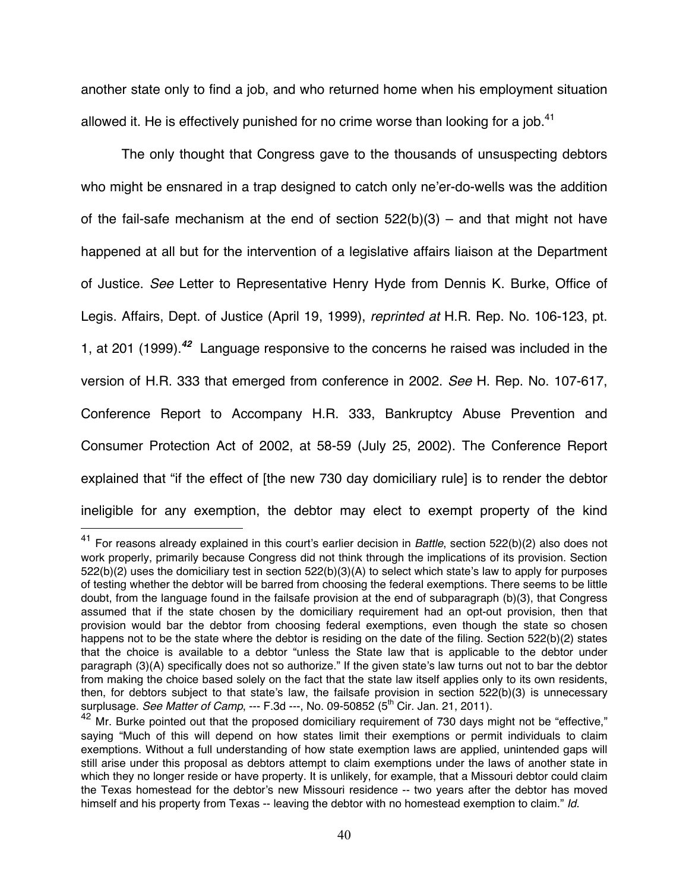another state only to find a job, and who returned home when his employment situation allowed it. He is effectively punished for no crime worse than looking for a job.[41]

The only thought that Congress gave to the thousands of unsuspecting debtors who might be ensnared in a trap designed to catch only ne'er-do-wells was the addition of the fail-safe mechanism at the end of section 522(b)(3) – and that might not have happened at all but for the intervention of a legislative affairs liaison at the Department of Justice. *See* Letter to Representative Henry Hyde from Dennis K. Burke, Office of Legis. Affairs, Dept. of Justice (April 19, 1999), *reprinted at* H.R. Rep. No. 106-123, pt. 1, at 201 (1999).[42] Language responsive to the concerns he raised was included in the version of H.R. 333 that emerged from conference in 2002. *See* H. Rep. No. 107-617, Conference Report to Accompany H.R. 333, Bankruptcy Abuse Prevention and Consumer Protection Act of 2002, at 58-59 (July 25, 2002). The Conference Report explained that "if the effect of [the new 730 day domiciliary rule] is to render the debtor ineligible for any exemption, the debtor may elect to exempt property of the kind

---

[41] For reasons already explained in this court's earlier decision in *Battle*, section 522(b)(2) also does not work properly, primarily because Congress did not think through the implications of its provision. Section 522(b)(2) uses the domiciliary test in section 522(b)(3)(A) to select which state's law to apply for purposes of testing whether the debtor will be barred from choosing the federal exemptions. There seems to be little doubt, from the language found in the failsafe provision at the end of subparagraph (b)(3), that Congress assumed that if the state chosen by the domiciliary requirement had an opt-out provision, then that provision would bar the debtor from choosing federal exemptions, even though the state so chosen happens not to be the state where the debtor is residing on the date of the filing. Section 522(b)(2) states that the choice is available to a debtor "unless the State law that is applicable to the debtor under paragraph (3)(A) specifically does not so authorize." If the given state's law turns out not to bar the debtor from making the choice based solely on the fact that the state law itself applies only to its own residents, then, for debtors subject to that state's law, the failsafe provision in section 522(b)(3) is unnecessary surplusage. *See Matter of Camp*, --- F.3d ---, No. 09-50852 (5th Cir. Jan. 21, 2011).

[42] Mr. Burke pointed out that the proposed domiciliary requirement of 730 days might not be "effective," saying "Much of this will depend on how states limit their exemptions or permit individuals to claim exemptions. Without a full understanding of how state exemption laws are applied, unintended gaps will still arise under this proposal as debtors attempt to claim exemptions under the laws of another state in which they no longer reside or have property. It is unlikely, for example, that a Missouri debtor could claim the Texas homestead for the debtor's new Missouri residence -- two years after the debtor has moved himself and his property from Texas -- leaving the debtor with no homestead exemption to claim." *Id.*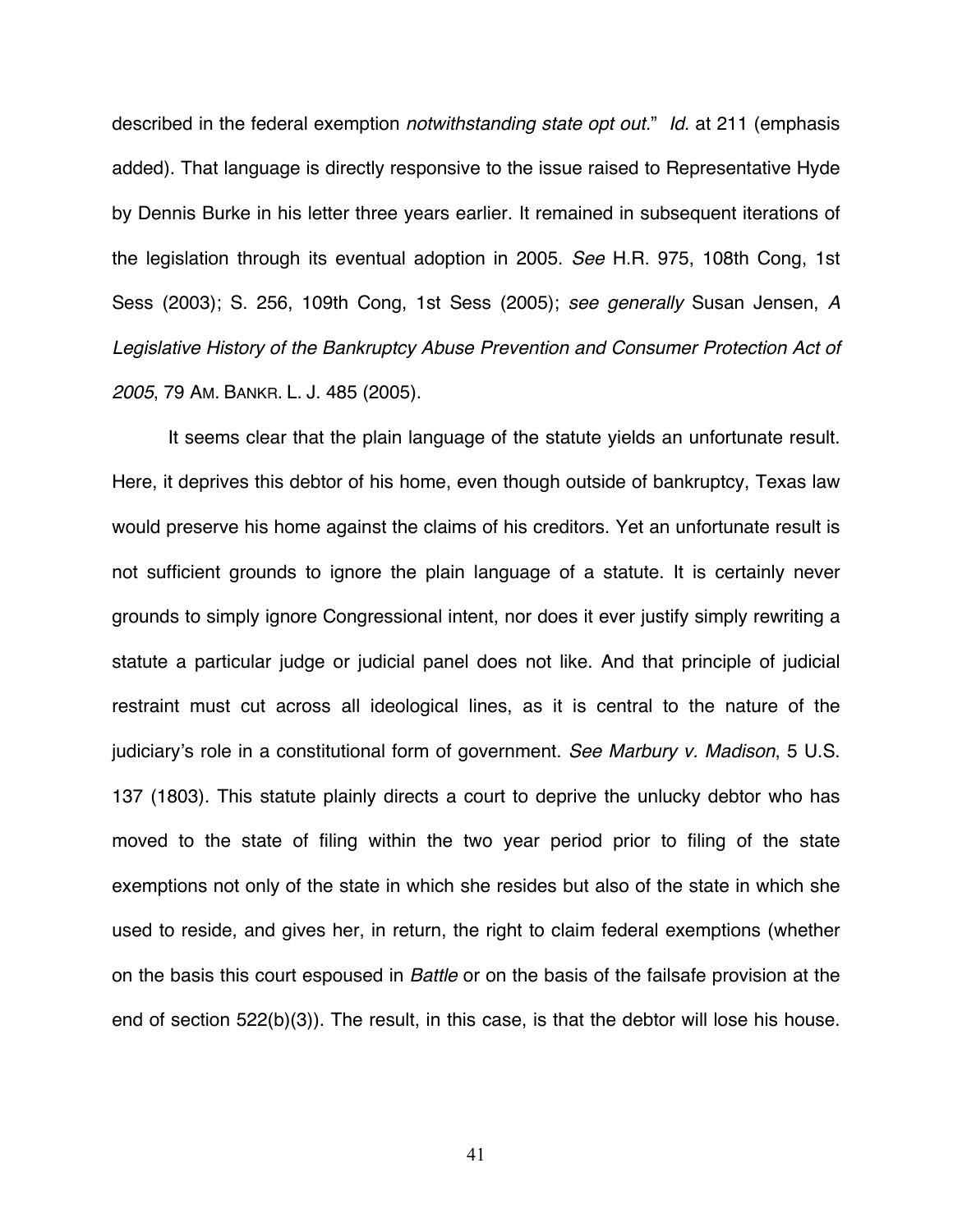described in the federal exemption *notwithstanding state opt out*." *Id.* at 211 (emphasis added). That language is directly responsive to the issue raised to Representative Hyde by Dennis Burke in his letter three years earlier. It remained in subsequent iterations of the legislation through its eventual adoption in 2005. *See* H.R. 975, 108th Cong, 1st Sess (2003); S. 256, 109th Cong, 1st Sess (2005); *see generally* Susan Jensen, *A Legislative History of the Bankruptcy Abuse Prevention and Consumer Protection Act of 2005*, 79 AM. BANKR. L. J. 485 (2005).

It seems clear that the plain language of the statute yields an unfortunate result. Here, it deprives this debtor of his home, even though outside of bankruptcy, Texas law would preserve his home against the claims of his creditors. Yet an unfortunate result is not sufficient grounds to ignore the plain language of a statute. It is certainly never grounds to simply ignore Congressional intent, nor does it ever justify simply rewriting a statute a particular judge or judicial panel does not like. And that principle of judicial restraint must cut across all ideological lines, as it is central to the nature of the judiciary's role in a constitutional form of government. *See Marbury v. Madison*, 5 U.S. 137 (1803). This statute plainly directs a court to deprive the unlucky debtor who has moved to the state of filing within the two year period prior to filing of the state exemptions not only of the state in which she resides but also of the state in which she used to reside, and gives her, in return, the right to claim federal exemptions (whether on the basis this court espoused in *Battle* or on the basis of the failsafe provision at the end of section 522(b)(3)). The result, in this case, is that the debtor will lose his house.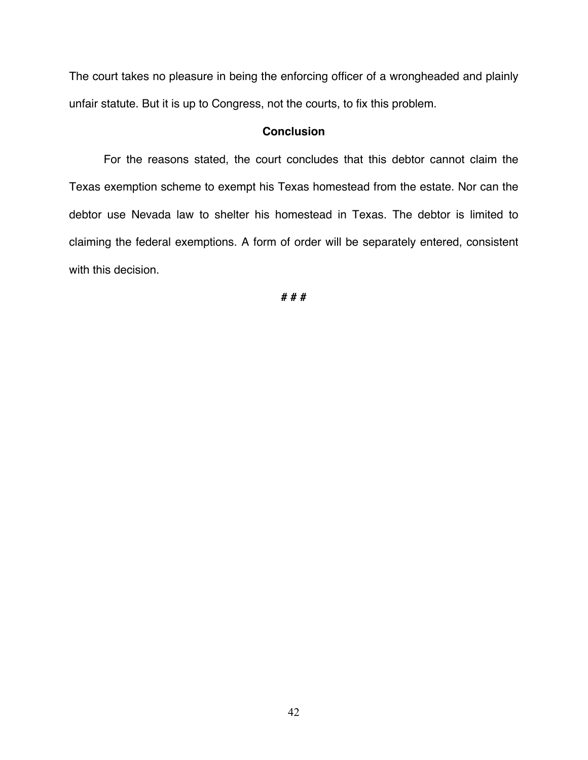The court takes no pleasure in being the enforcing officer of a wrongheaded and plainly unfair statute. But it is up to Congress, not the courts, to fix this problem.

## Conclusion

For the reasons stated, the court concludes that this debtor cannot claim the Texas exemption scheme to exempt his Texas homestead from the estate. Nor can the debtor use Nevada law to shelter his homestead in Texas. The debtor is limited to claiming the federal exemptions. A form of order will be separately entered, consistent with this decision.

**# # #**